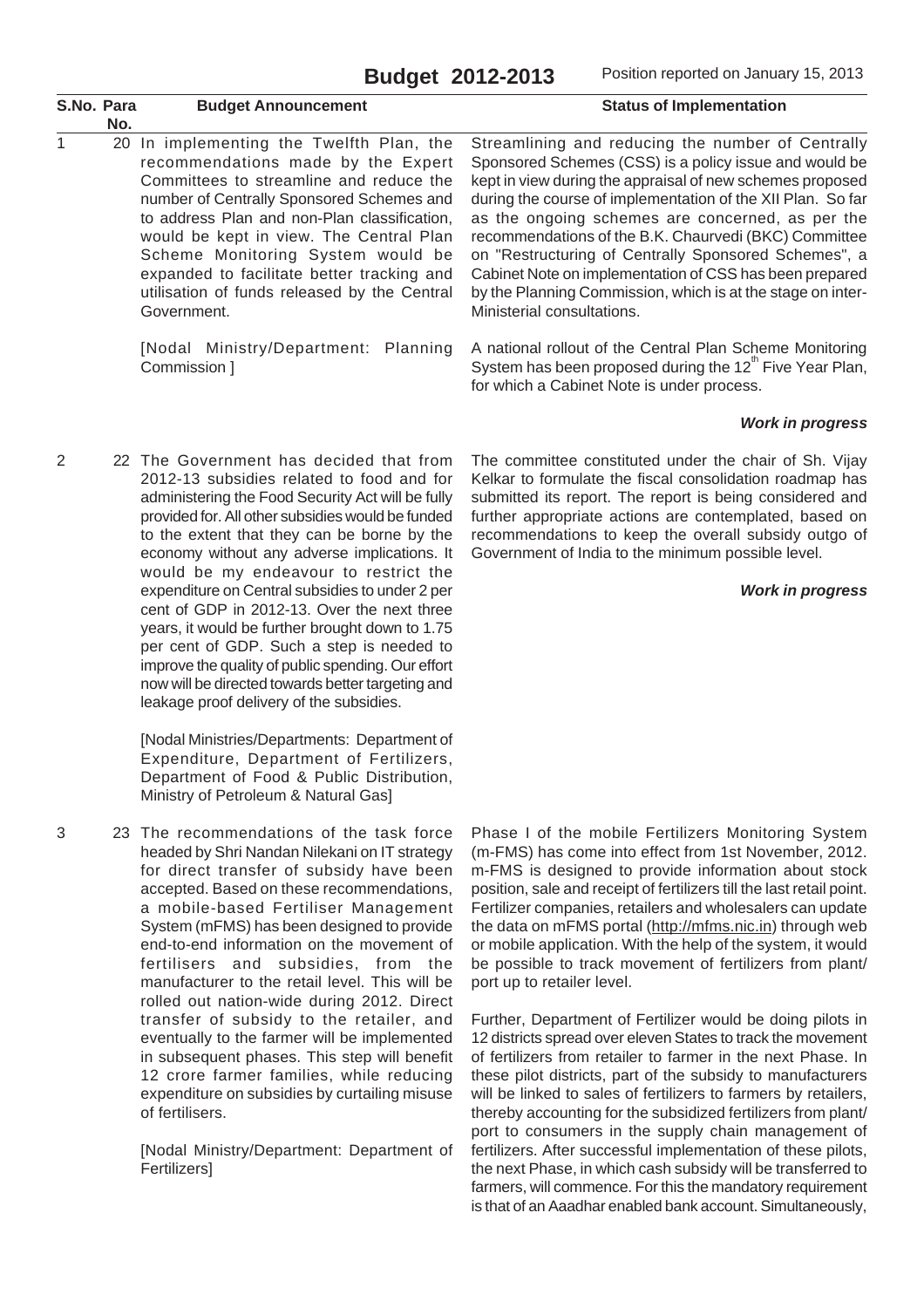# Budget 2012-2013

Position reported on January 15, 2013

| S.No. | Para No. | Budget Announcement | Status of Implementation |
|---|---|---|---|
| 1 | 20 | In implementing the Twelfth Plan, the recommendations made by the Expert Committees to streamline and reduce the number of Centrally Sponsored Schemes and to address Plan and non-Plan classification, would be kept in view. The Central Plan Scheme Monitoring System would be expanded to facilitate better tracking and utilisation of funds released by the Central Government.<br><br>[Nodal Ministry/Department: Planning Commission ] | Streamlining and reducing the number of Centrally Sponsored Schemes (CSS) is a policy issue and would be kept in view during the appraisal of new schemes proposed during the course of implementation of the XII Plan. So far as the ongoing schemes are concerned, as per the recommendations of the B.K. Chaurvedi (BKC) Committee on "Restructuring of Centrally Sponsored Schemes", a Cabinet Note on implementation of CSS has been prepared by the Planning Commission, which is at the stage on inter-Ministerial consultations.<br><br>A national rollout of the Central Plan Scheme Monitoring System has been proposed during the 12th Five Year Plan, for which a Cabinet Note is under process.<br><br>***Work in progress*** |
| 2 | 22 | The Government has decided that from 2012-13 subsidies related to food and for administering the Food Security Act will be fully provided for. All other subsidies would be funded to the extent that they can be borne by the economy without any adverse implications. It would be my endeavour to restrict the expenditure on Central subsidies to under 2 per cent of GDP in 2012-13. Over the next three years, it would be further brought down to 1.75 per cent of GDP. Such a step is needed to improve the quality of public spending. Our effort now will be directed towards better targeting and leakage proof delivery of the subsidies.<br><br>[Nodal Ministries/Departments: Department of Expenditure, Department of Fertilizers, Department of Food & Public Distribution, Ministry of Petroleum & Natural Gas] | The committee constituted under the chair of Sh. Vijay Kelkar to formulate the fiscal consolidation roadmap has submitted its report. The report is being considered and further appropriate actions are contemplated, based on recommendations to keep the overall subsidy outgo of Government of India to the minimum possible level.<br><br>***Work in progress*** |
| 3 | 23 | The recommendations of the task force headed by Shri Nandan Nilekani on IT strategy for direct transfer of subsidy have been accepted. Based on these recommendations, a mobile-based Fertiliser Management System (mFMS) has been designed to provide end-to-end information on the movement of fertilisers and subsidies, from the manufacturer to the retail level. This will be rolled out nation-wide during 2012. Direct transfer of subsidy to the retailer, and eventually to the farmer will be implemented in subsequent phases. This step will benefit 12 crore farmer families, while reducing expenditure on subsidies by curtailing misuse of fertilisers.<br><br>[Nodal Ministry/Department: Department of Fertilizers] | Phase I of the mobile Fertilizers Monitoring System (m-FMS) has come into effect from 1st November, 2012. m-FMS is designed to provide information about stock position, sale and receipt of fertilizers till the last retail point. Fertilizer companies, retailers and wholesalers can update the data on mFMS portal (http://mfms.nic.in) through web or mobile application. With the help of the system, it would be possible to track movement of fertilizers from plant/ port up to retailer level.<br><br>Further, Department of Fertilizer would be doing pilots in 12 districts spread over eleven States to track the movement of fertilizers from retailer to farmer in the next Phase. In these pilot districts, part of the subsidy to manufacturers will be linked to sales of fertilizers to farmers by retailers, thereby accounting for the subsidized fertilizers from plant/ port to consumers in the supply chain management of fertilizers. After successful implementation of these pilots, the next Phase, in which cash subsidy will be transferred to farmers, will commence. For this the mandatory requirement is that of an Aaadhar enabled bank account. Simultaneously, |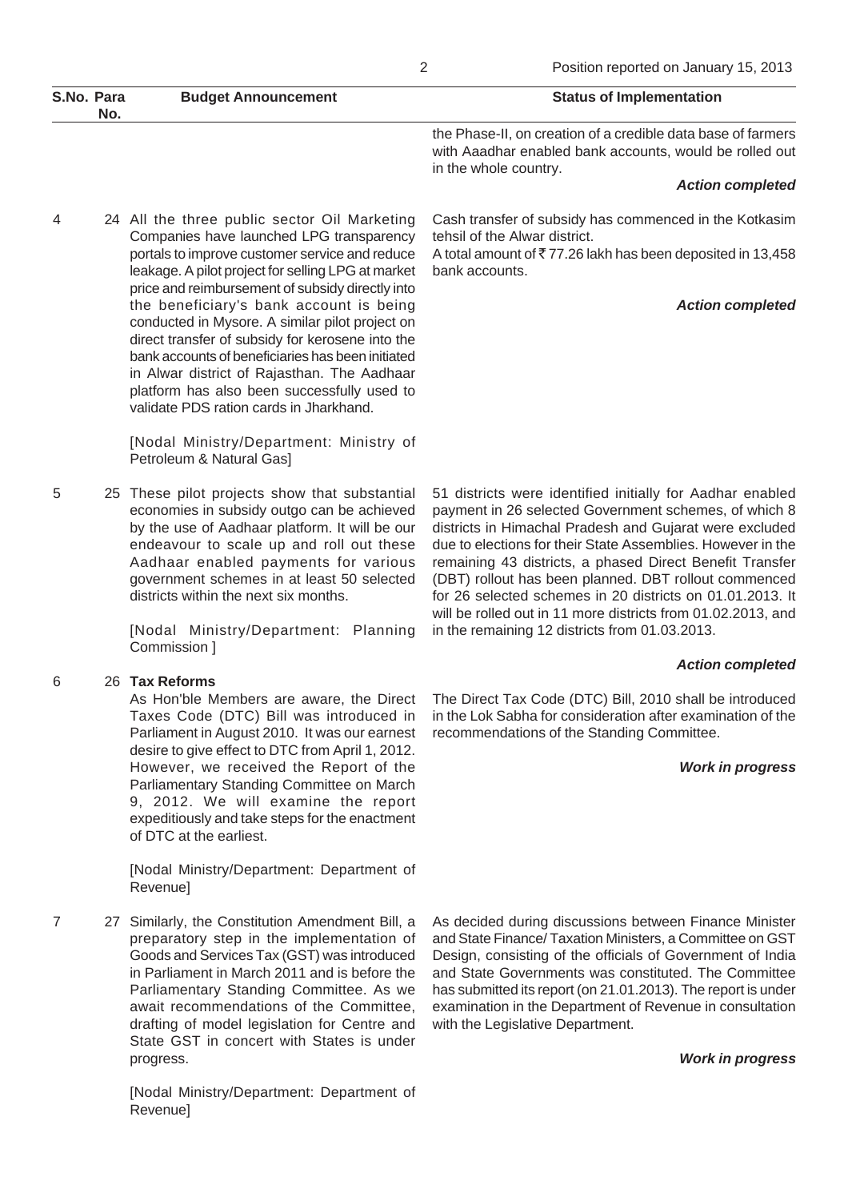| S.No. | Para No. | Budget Announcement | Status of Implementation |
|---|---|---|---|
| | | | the Phase-II, on creation of a credible data base of farmers with Aaadhar enabled bank accounts, would be rolled out in the whole country. ***Action completed*** |
| 4 | 24 | All the three public sector Oil Marketing Companies have launched LPG transparency portals to improve customer service and reduce leakage. A pilot project for selling LPG at market price and reimbursement of subsidy directly into the beneficiary's bank account is being conducted in Mysore. A similar pilot project on direct transfer of subsidy for kerosene into the bank accounts of beneficiaries has been initiated in Alwar district of Rajasthan. The Aadhaar platform has also been successfully used to validate PDS ration cards in Jharkhand. [Nodal Ministry/Department: Ministry of Petroleum & Natural Gas] | Cash transfer of subsidy has commenced in the Kotkasim tehsil of the Alwar district. A total amount of ₹ 77.26 lakh has been deposited in 13,458 bank accounts. ***Action completed*** |
| 5 | 25 | These pilot projects show that substantial economies in subsidy outgo can be achieved by the use of Aadhaar platform. It will be our endeavour to scale up and roll out these Aadhaar enabled payments for various government schemes in at least 50 selected districts within the next six months. [Nodal Ministry/Department: Planning Commission ] | 51 districts were identified initially for Aadhar enabled payment in 26 selected Government schemes, of which 8 districts in Himachal Pradesh and Gujarat were excluded due to elections for their State Assemblies. However in the remaining 43 districts, a phased Direct Benefit Transfer (DBT) rollout has been planned. DBT rollout commenced for 26 selected schemes in 20 districts on 01.01.2013. It will be rolled out in 11 more districts from 01.02.2013, and in the remaining 12 districts from 01.03.2013. ***Action completed*** |
| 6 | 26 | **Tax Reforms** As Hon'ble Members are aware, the Direct Taxes Code (DTC) Bill was introduced in Parliament in August 2010. It was our earnest desire to give effect to DTC from April 1, 2012. However, we received the Report of the Parliamentary Standing Committee on March 9, 2012. We will examine the report expeditiously and take steps for the enactment of DTC at the earliest. [Nodal Ministry/Department: Department of Revenue] | The Direct Tax Code (DTC) Bill, 2010 shall be introduced in the Lok Sabha for consideration after examination of the recommendations of the Standing Committee. ***Work in progress*** |
| 7 | 27 | Similarly, the Constitution Amendment Bill, a preparatory step in the implementation of Goods and Services Tax (GST) was introduced in Parliament in March 2011 and is before the Parliamentary Standing Committee. As we await recommendations of the Committee, drafting of model legislation for Centre and State GST in concert with States is under progress. [Nodal Ministry/Department: Department of Revenue] | As decided during discussions between Finance Minister and State Finance/ Taxation Ministers, a Committee on GST Design, consisting of the officials of Government of India and State Governments was constituted. The Committee has submitted its report (on 21.01.2013). The report is under examination in the Department of Revenue in consultation with the Legislative Department. ***Work in progress*** |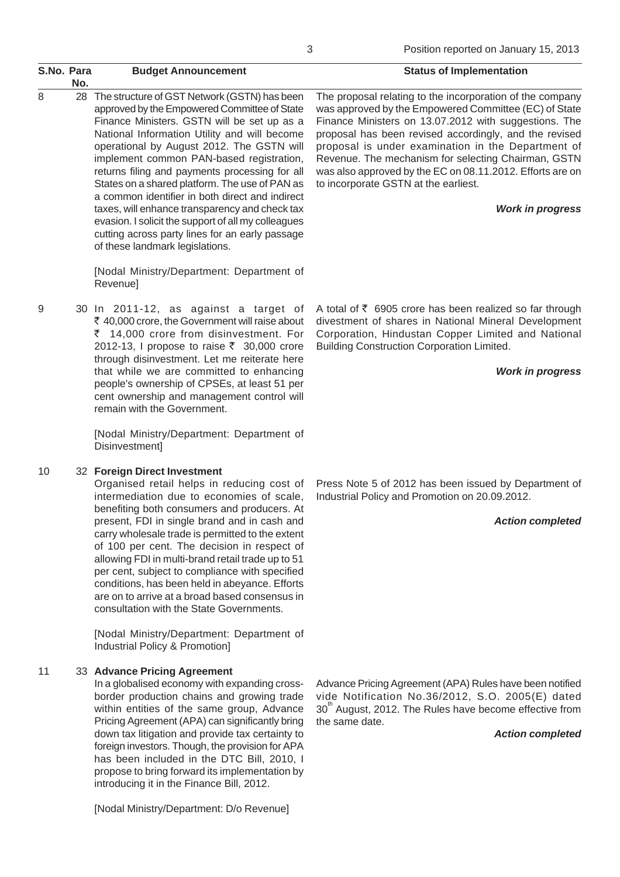| S.No. | Para No. | Budget Announcement | Status of Implementation |
|---|---|---|---|
| 8 | 28 | The structure of GST Network (GSTN) has been approved by the Empowered Committee of State Finance Ministers. GSTN will be set up as a National Information Utility and will become operational by August 2012. The GSTN will implement common PAN-based registration, returns filing and payments processing for all States on a shared platform. The use of PAN as a common identifier in both direct and indirect taxes, will enhance transparency and check tax evasion. I solicit the support of all my colleagues cutting across party lines for an early passage of these landmark legislations.<br><br>[Nodal Ministry/Department: Department of Revenue] | The proposal relating to the incorporation of the company was approved by the Empowered Committee (EC) of State Finance Ministers on 13.07.2012 with suggestions. The proposal has been revised accordingly, and the revised proposal is under examination in the Department of Revenue. The mechanism for selecting Chairman, GSTN was also approved by the EC on 08.11.2012. Efforts are on to incorporate GSTN at the earliest.<br><br>***Work in progress*** |
| 9 | 30 | In 2011-12, as against a target of ₹ 40,000 crore, the Government will raise about ₹ 14,000 crore from disinvestment. For 2012-13, I propose to raise ₹ 30,000 crore through disinvestment. Let me reiterate here that while we are committed to enhancing people's ownership of CPSEs, at least 51 per cent ownership and management control will remain with the Government.<br><br>[Nodal Ministry/Department: Department of Disinvestment] | A total of ₹ 6905 crore has been realized so far through divestment of shares in National Mineral Development Corporation, Hindustan Copper Limited and National Building Construction Corporation Limited.<br><br>***Work in progress*** |
| 10 | 32 | **Foreign Direct Investment**<br>Organised retail helps in reducing cost of intermediation due to economies of scale, benefiting both consumers and producers. At present, FDI in single brand and in cash and carry wholesale trade is permitted to the extent of 100 per cent. The decision in respect of allowing FDI in multi-brand retail trade up to 51 per cent, subject to compliance with specified conditions, has been held in abeyance. Efforts are on to arrive at a broad based consensus in consultation with the State Governments.<br><br>[Nodal Ministry/Department: Department of Industrial Policy & Promotion] | Press Note 5 of 2012 has been issued by Department of Industrial Policy and Promotion on 20.09.2012.<br><br>***Action completed*** |
| 11 | 33 | **Advance Pricing Agreement**<br>In a globalised economy with expanding cross-border production chains and growing trade within entities of the same group, Advance Pricing Agreement (APA) can significantly bring down tax litigation and provide tax certainty to foreign investors. Though, the provision for APA has been included in the DTC Bill, 2010, I propose to bring forward its implementation by introducing it in the Finance Bill, 2012.<br><br>[Nodal Ministry/Department: D/o Revenue] | Advance Pricing Agreement (APA) Rules have been notified vide Notification No.36/2012, S.O. 2005(E) dated 30th August, 2012. The Rules have become effective from the same date.<br><br>***Action completed*** |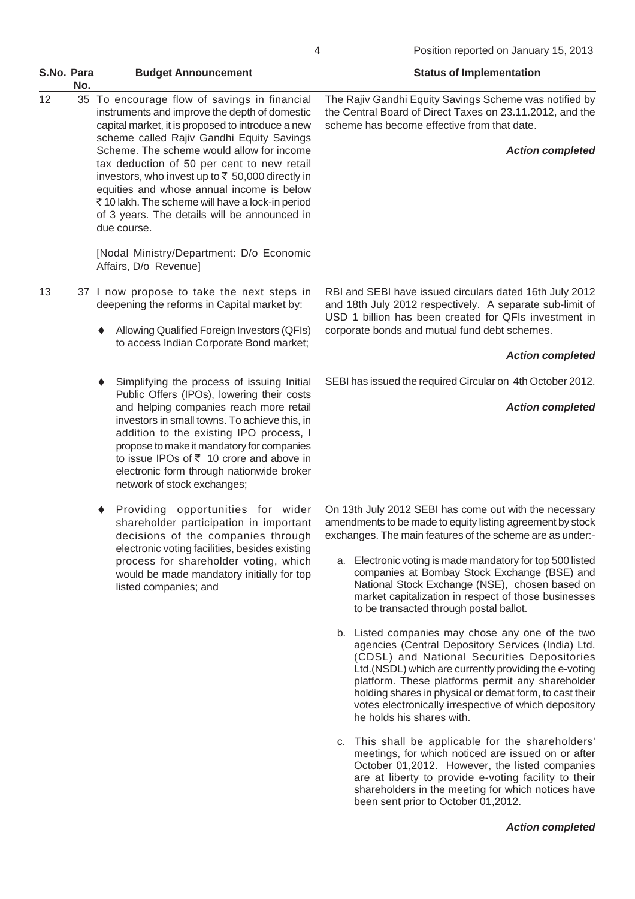| S.No. | Para No. | Budget Announcement | Status of Implementation |
|---|---|---|---|
| 12 | 35 | To encourage flow of savings in financial instruments and improve the depth of domestic capital market, it is proposed to introduce a new scheme called Rajiv Gandhi Equity Savings Scheme. The scheme would allow for income tax deduction of 50 per cent to new retail investors, who invest up to ₹ 50,000 directly in equities and whose annual income is below ₹ 10 lakh. The scheme will have a lock-in period of 3 years. The details will be announced in due course.<br><br>[Nodal Ministry/Department: D/o Economic Affairs, D/o Revenue] | The Rajiv Gandhi Equity Savings Scheme was notified by the Central Board of Direct Taxes on 23.11.2012, and the scheme has become effective from that date.<br><br>***Action completed*** |
| 13 | 37 | I now propose to take the next steps in deepening the reforms in Capital market by:<br><br>♦ Allowing Qualified Foreign Investors (QFIs) to access Indian Corporate Bond market; | RBI and SEBI have issued circulars dated 16th July 2012 and 18th July 2012 respectively. A separate sub-limit of USD 1 billion has been created for QFIs investment in corporate bonds and mutual fund debt schemes.<br><br>***Action completed*** |
| | | ♦ Simplifying the process of issuing Initial Public Offers (IPOs), lowering their costs and helping companies reach more retail investors in small towns. To achieve this, in addition to the existing IPO process, I propose to make it mandatory for companies to issue IPOs of ₹ 10 crore and above in electronic form through nationwide broker network of stock exchanges; | SEBI has issued the required Circular on 4th October 2012.<br><br>***Action completed*** |
| | | ♦ Providing opportunities for wider shareholder participation in important decisions of the companies through electronic voting facilities, besides existing process for shareholder voting, which would be made mandatory initially for top listed companies; and | On 13th July 2012 SEBI has come out with the necessary amendments to be made to equity listing agreement by stock exchanges. The main features of the scheme are as under:-<br><br>a. Electronic voting is made mandatory for top 500 listed companies at Bombay Stock Exchange (BSE) and National Stock Exchange (NSE), chosen based on market capitalization in respect of those businesses to be transacted through postal ballot.<br><br>b. Listed companies may chose any one of the two agencies (Central Depository Services (India) Ltd. (CDSL) and National Securities Depositories Ltd.(NSDL) which are currently providing the e-voting platform. These platforms permit any shareholder holding shares in physical or demat form, to cast their votes electronically irrespective of which depository he holds his shares with.<br><br>c. This shall be applicable for the shareholders' meetings, for which noticed are issued on or after October 01,2012. However, the listed companies are at liberty to provide e-voting facility to their shareholders in the meeting for which notices have been sent prior to October 01,2012.<br><br>***Action completed*** |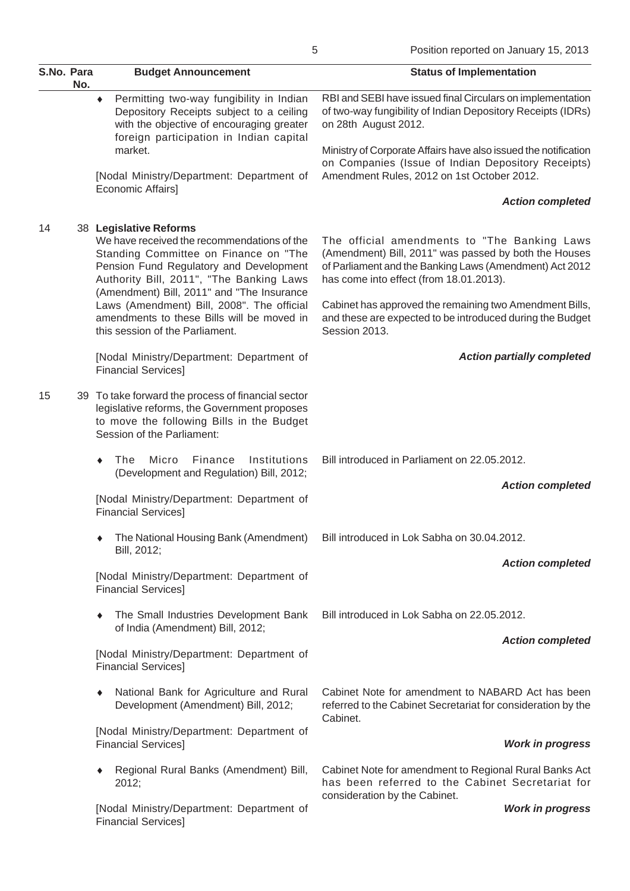| S.No. | Para No. | Budget Announcement | Status of Implementation |
|---|---|---|---|
| | | ♦ Permitting two-way fungibility in Indian Depository Receipts subject to a ceiling with the objective of encouraging greater foreign participation in Indian capital market.<br><br>[Nodal Ministry/Department: Department of Economic Affairs] | RBI and SEBI have issued final Circulars on implementation of two-way fungibility of Indian Depository Receipts (IDRs) on 28th August 2012.<br><br>Ministry of Corporate Affairs have also issued the notification on Companies (Issue of Indian Depository Receipts) Amendment Rules, 2012 on 1st October 2012.<br><br>***Action completed*** |
| 14 | 38 | **Legislative Reforms**<br>We have received the recommendations of the Standing Committee on Finance on "The Pension Fund Regulatory and Development Authority Bill, 2011", "The Banking Laws (Amendment) Bill, 2011" and "The Insurance Laws (Amendment) Bill, 2008". The official amendments to these Bills will be moved in this session of the Parliament.<br><br>[Nodal Ministry/Department: Department of Financial Services] | The official amendments to "The Banking Laws (Amendment) Bill, 2011" was passed by both the Houses of Parliament and the Banking Laws (Amendment) Act 2012 has come into effect (from 18.01.2013).<br><br>Cabinet has approved the remaining two Amendment Bills, and these are expected to be introduced during the Budget Session 2013.<br><br>***Action partially completed*** |
| 15 | 39 | To take forward the process of financial sector legislative reforms, the Government proposes to move the following Bills in the Budget Session of the Parliament: | |
| | | ♦ The Micro Finance Institutions (Development and Regulation) Bill, 2012;<br><br>[Nodal Ministry/Department: Department of Financial Services] | Bill introduced in Parliament on 22.05.2012.<br><br>***Action completed*** |
| | | ♦ The National Housing Bank (Amendment) Bill, 2012;<br><br>[Nodal Ministry/Department: Department of Financial Services] | Bill introduced in Lok Sabha on 30.04.2012.<br><br>***Action completed*** |
| | | ♦ The Small Industries Development Bank of India (Amendment) Bill, 2012;<br><br>[Nodal Ministry/Department: Department of Financial Services] | Bill introduced in Lok Sabha on 22.05.2012.<br><br>***Action completed*** |
| | | ♦ National Bank for Agriculture and Rural Development (Amendment) Bill, 2012;<br><br>[Nodal Ministry/Department: Department of Financial Services] | Cabinet Note for amendment to NABARD Act has been referred to the Cabinet Secretariat for consideration by the Cabinet.<br><br>***Work in progress*** |
| | | ♦ Regional Rural Banks (Amendment) Bill, 2012;<br><br>[Nodal Ministry/Department: Department of Financial Services] | Cabinet Note for amendment to Regional Rural Banks Act has been referred to the Cabinet Secretariat for consideration by the Cabinet.<br><br>***Work in progress*** |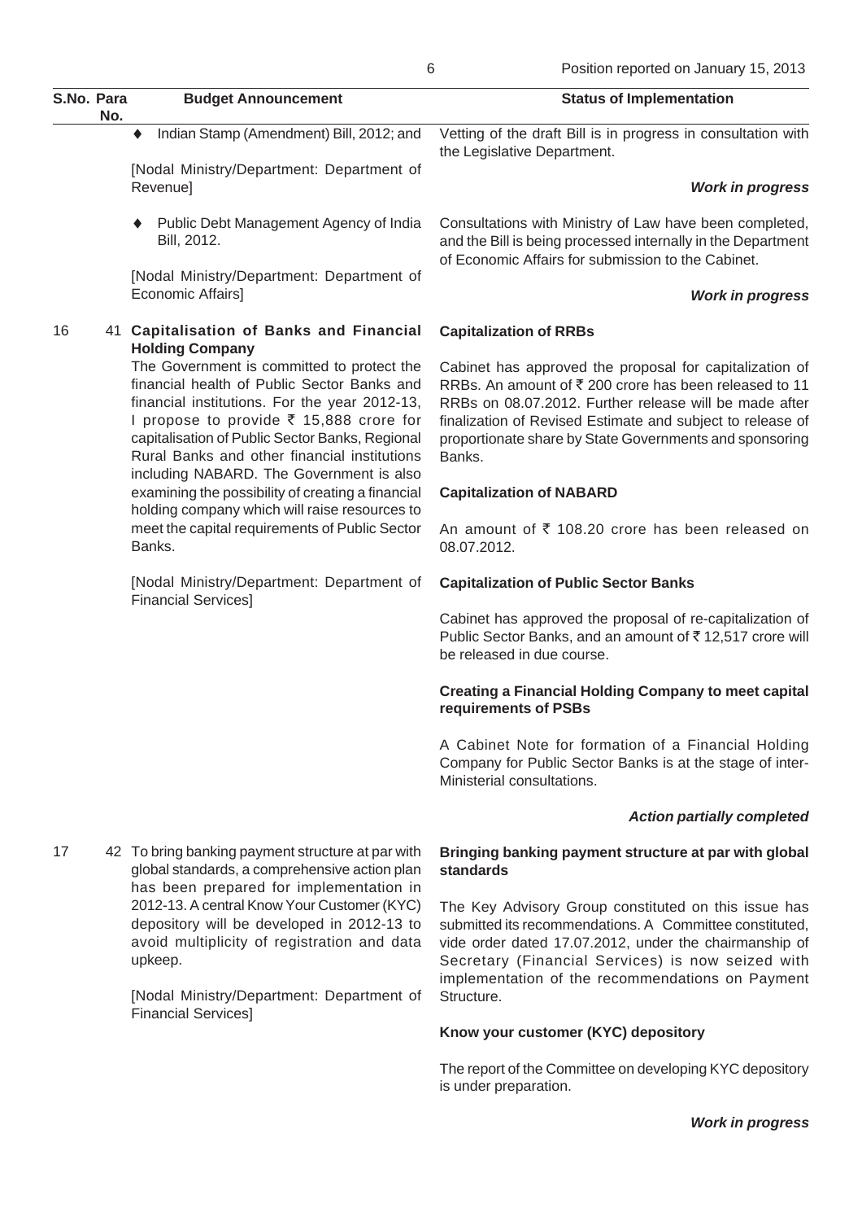| S.No. | Para No. | Budget Announcement | Status of Implementation |
|---|---|---|---|
| | | ♦ Indian Stamp (Amendment) Bill, 2012; and<br><br>[Nodal Ministry/Department: Department of Revenue] | Vetting of the draft Bill is in progress in consultation with the Legislative Department.<br><br>***Work in progress*** |
| | | ♦ Public Debt Management Agency of India Bill, 2012.<br><br>[Nodal Ministry/Department: Department of Economic Affairs] | Consultations with Ministry of Law have been completed, and the Bill is being processed internally in the Department of Economic Affairs for submission to the Cabinet.<br><br>***Work in progress*** |
| 16 | 41 | **Capitalisation of Banks and Financial Holding Company**<br>The Government is committed to protect the financial health of Public Sector Banks and financial institutions. For the year 2012-13, I propose to provide ₹ 15,888 crore for capitalisation of Public Sector Banks, Regional Rural Banks and other financial institutions including NABARD. The Government is also examining the possibility of creating a financial holding company which will raise resources to meet the capital requirements of Public Sector Banks.<br><br>[Nodal Ministry/Department: Department of Financial Services] | **Capitalization of RRBs**<br><br>Cabinet has approved the proposal for capitalization of RRBs. An amount of ₹ 200 crore has been released to 11 RRBs on 08.07.2012. Further release will be made after finalization of Revised Estimate and subject to release of proportionate share by State Governments and sponsoring Banks.<br><br>**Capitalization of NABARD**<br><br>An amount of ₹ 108.20 crore has been released on 08.07.2012.<br><br>**Capitalization of Public Sector Banks**<br><br>Cabinet has approved the proposal of re-capitalization of Public Sector Banks, and an amount of ₹ 12,517 crore will be released in due course.<br><br>**Creating a Financial Holding Company to meet capital requirements of PSBs**<br><br>A Cabinet Note for formation of a Financial Holding Company for Public Sector Banks is at the stage of inter-Ministerial consultations.<br><br>***Action partially completed*** |
| 17 | 42 | To bring banking payment structure at par with global standards, a comprehensive action plan has been prepared for implementation in 2012-13. A central Know Your Customer (KYC) depository will be developed in 2012-13 to avoid multiplicity of registration and data upkeep.<br><br>[Nodal Ministry/Department: Department of Financial Services] | **Bringing banking payment structure at par with global standards**<br><br>The Key Advisory Group constituted on this issue has submitted its recommendations. A Committee constituted, vide order dated 17.07.2012, under the chairmanship of Secretary (Financial Services) is now seized with implementation of the recommendations on Payment Structure.<br><br>**Know your customer (KYC) depository**<br><br>The report of the Committee on developing KYC depository is under preparation.<br><br>***Work in progress*** |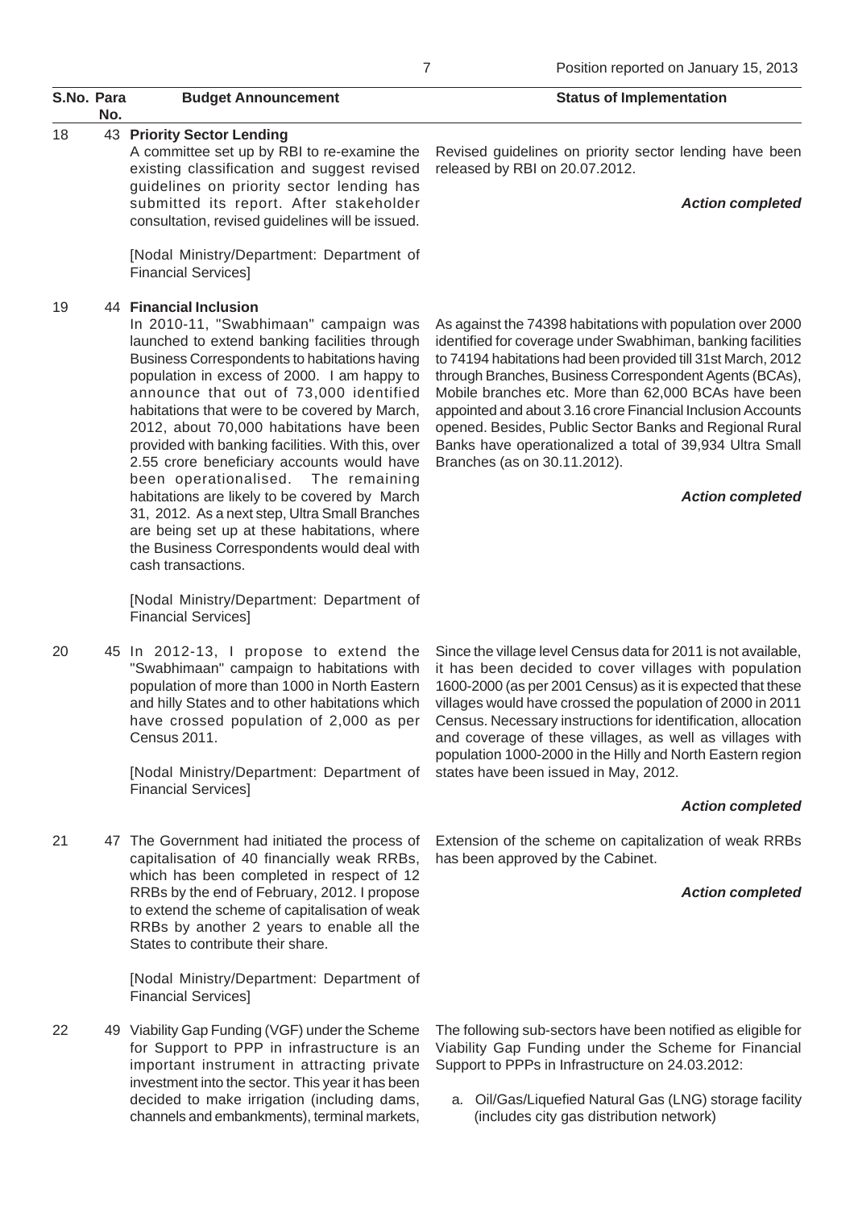| S.No. | Para No. | Budget Announcement | Status of Implementation |
|---|---|---|---|
| 18 | 43 | **Priority Sector Lending**<br>A committee set up by RBI to re-examine the existing classification and suggest revised guidelines on priority sector lending has submitted its report. After stakeholder consultation, revised guidelines will be issued.<br><br>[Nodal Ministry/Department: Department of Financial Services] | Revised guidelines on priority sector lending have been released by RBI on 20.07.2012.<br><br>***Action completed*** |
| 19 | 44 | **Financial Inclusion**<br>In 2010-11, "Swabhimaan" campaign was launched to extend banking facilities through Business Correspondents to habitations having population in excess of 2000. I am happy to announce that out of 73,000 identified habitations that were to be covered by March, 2012, about 70,000 habitations have been provided with banking facilities. With this, over 2.55 crore beneficiary accounts would have been operationalised. The remaining habitations are likely to be covered by March 31, 2012. As a next step, Ultra Small Branches are being set up at these habitations, where the Business Correspondents would deal with cash transactions.<br><br>[Nodal Ministry/Department: Department of Financial Services] | As against the 74398 habitations with population over 2000 identified for coverage under Swabhiman, banking facilities to 74194 habitations had been provided till 31st March, 2012 through Branches, Business Correspondent Agents (BCAs), Mobile branches etc. More than 62,000 BCAs have been appointed and about 3.16 crore Financial Inclusion Accounts opened. Besides, Public Sector Banks and Regional Rural Banks have operationalized a total of 39,934 Ultra Small Branches (as on 30.11.2012).<br><br>***Action completed*** |
| 20 | 45 | In 2012-13, I propose to extend the "Swabhimaan" campaign to habitations with population of more than 1000 in North Eastern and hilly States and to other habitations which have crossed population of 2,000 as per Census 2011.<br><br>[Nodal Ministry/Department: Department of Financial Services] | Since the village level Census data for 2011 is not available, it has been decided to cover villages with population 1600-2000 (as per 2001 Census) as it is expected that these villages would have crossed the population of 2000 in 2011 Census. Necessary instructions for identification, allocation and coverage of these villages, as well as villages with population 1000-2000 in the Hilly and North Eastern region states have been issued in May, 2012.<br><br>***Action completed*** |
| 21 | 47 | The Government had initiated the process of capitalisation of 40 financially weak RRBs, which has been completed in respect of 12 RRBs by the end of February, 2012. I propose to extend the scheme of capitalisation of weak RRBs by another 2 years to enable all the States to contribute their share.<br><br>[Nodal Ministry/Department: Department of Financial Services] | Extension of the scheme on capitalization of weak RRBs has been approved by the Cabinet.<br><br>***Action completed*** |
| 22 | 49 | Viability Gap Funding (VGF) under the Scheme for Support to PPP in infrastructure is an important instrument in attracting private investment into the sector. This year it has been decided to make irrigation (including dams, channels and embankments), terminal markets, | The following sub-sectors have been notified as eligible for Viability Gap Funding under the Scheme for Financial Support to PPPs in Infrastructure on 24.03.2012:<br><br>a. Oil/Gas/Liquefied Natural Gas (LNG) storage facility (includes city gas distribution network) |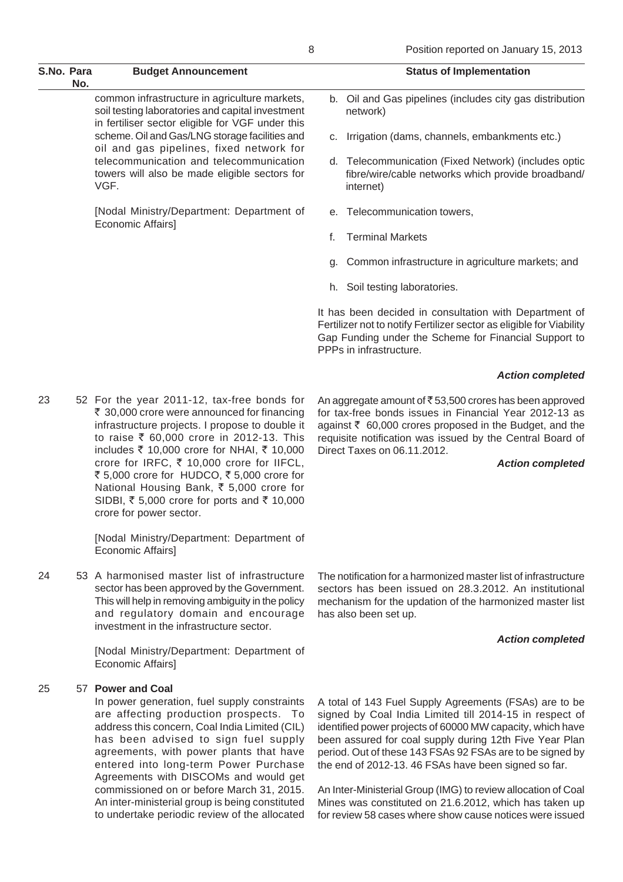| S.No. | Para No. | Budget Announcement | Status of Implementation |
|---|---|---|---|
| | | common infrastructure in agriculture markets, soil testing laboratories and capital investment in fertiliser sector eligible for VGF under this scheme. Oil and Gas/LNG storage facilities and oil and gas pipelines, fixed network for telecommunication and telecommunication towers will also be made eligible sectors for VGF.<br><br>[Nodal Ministry/Department: Department of Economic Affairs] | b. Oil and Gas pipelines (includes city gas distribution network)<br>c. Irrigation (dams, channels, embankments etc.)<br>d. Telecommunication (Fixed Network) (includes optic fibre/wire/cable networks which provide broadband/ internet)<br>e. Telecommunication towers,<br>f. Terminal Markets<br>g. Common infrastructure in agriculture markets; and<br>h. Soil testing laboratories.<br><br>It has been decided in consultation with Department of Fertilizer not to notify Fertilizer sector as eligible for Viability Gap Funding under the Scheme for Financial Support to PPPs in infrastructure.<br><br>***Action completed*** |
| 23 | 52 | For the year 2011-12, tax-free bonds for ₹ 30,000 crore were announced for financing infrastructure projects. I propose to double it to raise ₹ 60,000 crore in 2012-13. This includes ₹ 10,000 crore for NHAI, ₹ 10,000 crore for IRFC, ₹ 10,000 crore for IIFCL, ₹ 5,000 crore for HUDCO, ₹ 5,000 crore for National Housing Bank, ₹ 5,000 crore for SIDBI, ₹ 5,000 crore for ports and ₹ 10,000 crore for power sector.<br><br>[Nodal Ministry/Department: Department of Economic Affairs] | An aggregate amount of ₹ 53,500 crores has been approved for tax-free bonds issues in Financial Year 2012-13 as against ₹ 60,000 crores proposed in the Budget, and the requisite notification was issued by the Central Board of Direct Taxes on 06.11.2012.<br><br>***Action completed*** |
| 24 | 53 | A harmonised master list of infrastructure sector has been approved by the Government. This will help in removing ambiguity in the policy and regulatory domain and encourage investment in the infrastructure sector.<br><br>[Nodal Ministry/Department: Department of Economic Affairs] | The notification for a harmonized master list of infrastructure sectors has been issued on 28.3.2012. An institutional mechanism for the updation of the harmonized master list has also been set up.<br><br>***Action completed*** |
| 25 | 57 | **Power and Coal**<br>In power generation, fuel supply constraints are affecting production prospects. To address this concern, Coal India Limited (CIL) has been advised to sign fuel supply agreements, with power plants that have entered into long-term Power Purchase Agreements with DISCOMs and would get commissioned on or before March 31, 2015. An inter-ministerial group is being constituted to undertake periodic review of the allocated | A total of 143 Fuel Supply Agreements (FSAs) are to be signed by Coal India Limited till 2014-15 in respect of identified power projects of 60000 MW capacity, which have been assured for coal supply during 12th Five Year Plan period. Out of these 143 FSAs 92 FSAs are to be signed by the end of 2012-13. 46 FSAs have been signed so far.<br><br>An Inter-Ministerial Group (IMG) to review allocation of Coal Mines was constituted on 21.6.2012, which has taken up for review 58 cases where show cause notices were issued |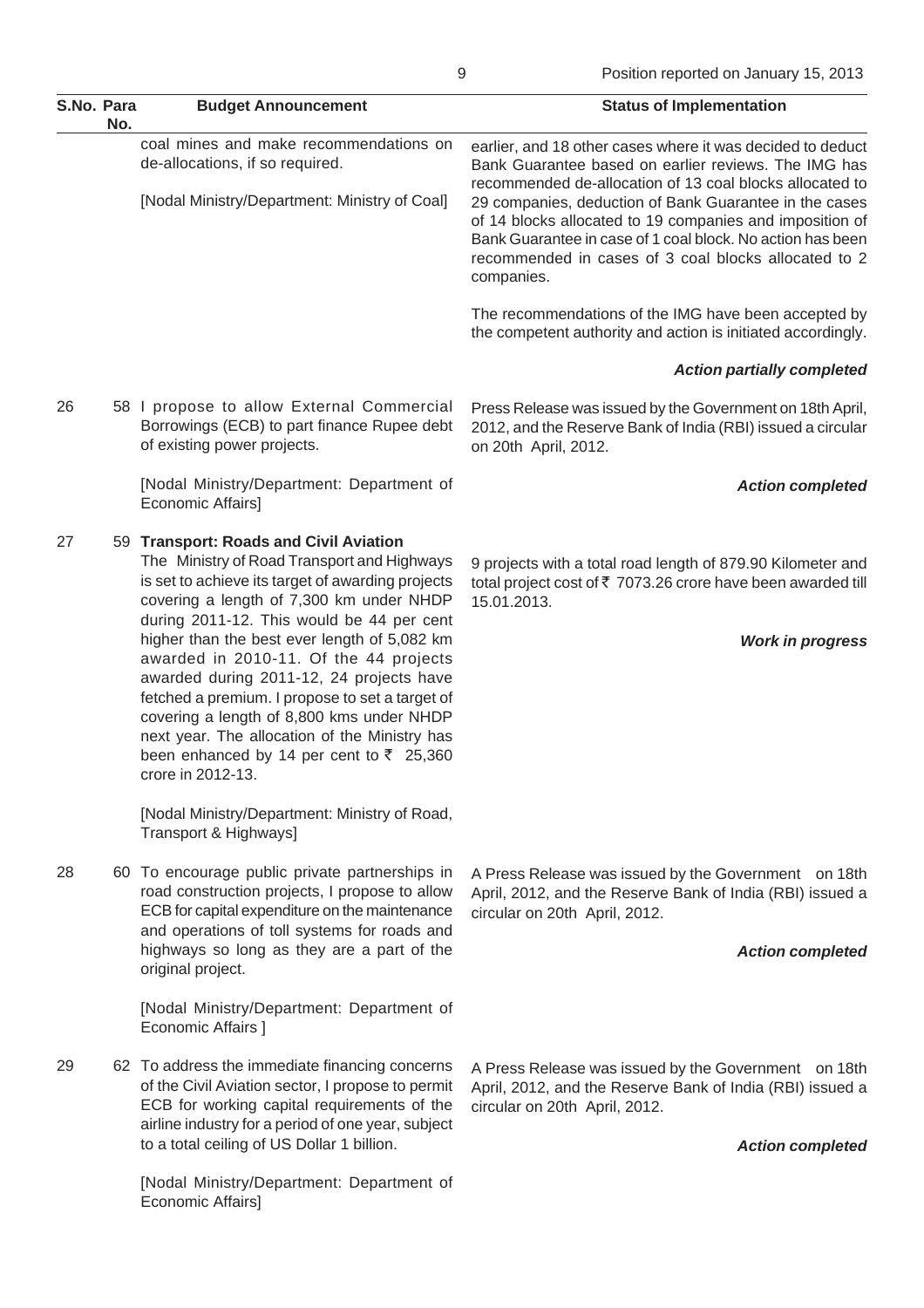| S.No. | Para No. | Budget Announcement | Status of Implementation |
|---|---|---|---|
| | | coal mines and make recommendations on de-allocations, if so required.<br><br>[Nodal Ministry/Department: Ministry of Coal] | earlier, and 18 other cases where it was decided to deduct Bank Guarantee based on earlier reviews. The IMG has recommended de-allocation of 13 coal blocks allocated to 29 companies, deduction of Bank Guarantee in the cases of 14 blocks allocated to 19 companies and imposition of Bank Guarantee in case of 1 coal block. No action has been recommended in cases of 3 coal blocks allocated to 2 companies.<br><br>The recommendations of the IMG have been accepted by the competent authority and action is initiated accordingly.<br><br>***Action partially completed*** |
| 26 | 58 | I propose to allow External Commercial Borrowings (ECB) to part finance Rupee debt of existing power projects.<br><br>[Nodal Ministry/Department: Department of Economic Affairs] | Press Release was issued by the Government on 18th April, 2012, and the Reserve Bank of India (RBI) issued a circular on 20th April, 2012.<br><br>***Action completed*** |
| 27 | 59 | **Transport: Roads and Civil Aviation**<br>The Ministry of Road Transport and Highways is set to achieve its target of awarding projects covering a length of 7,300 km under NHDP during 2011-12. This would be 44 per cent higher than the best ever length of 5,082 km awarded in 2010-11. Of the 44 projects awarded during 2011-12, 24 projects have fetched a premium. I propose to set a target of covering a length of 8,800 kms under NHDP next year. The allocation of the Ministry has been enhanced by 14 per cent to ₹ 25,360 crore in 2012-13.<br><br>[Nodal Ministry/Department: Ministry of Road, Transport & Highways] | 9 projects with a total road length of 879.90 Kilometer and total project cost of ₹ 7073.26 crore have been awarded till 15.01.2013.<br><br>***Work in progress*** |
| 28 | 60 | To encourage public private partnerships in road construction projects, I propose to allow ECB for capital expenditure on the maintenance and operations of toll systems for roads and highways so long as they are a part of the original project.<br><br>[Nodal Ministry/Department: Department of Economic Affairs ] | A Press Release was issued by the Government on 18th April, 2012, and the Reserve Bank of India (RBI) issued a circular on 20th April, 2012.<br><br>***Action completed*** |
| 29 | 62 | To address the immediate financing concerns of the Civil Aviation sector, I propose to permit ECB for working capital requirements of the airline industry for a period of one year, subject to a total ceiling of US Dollar 1 billion.<br><br>[Nodal Ministry/Department: Department of Economic Affairs] | A Press Release was issued by the Government on 18th April, 2012, and the Reserve Bank of India (RBI) issued a circular on 20th April, 2012.<br><br>***Action completed*** |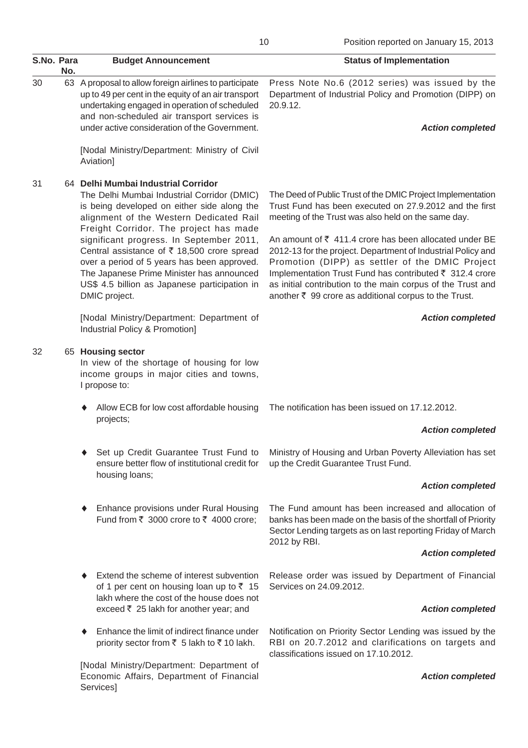Position reported on January 15, 2013

| S.No. | Para No. | Budget Announcement | Status of Implementation |
|---|---|---|---|
| 30 | 63 | A proposal to allow foreign airlines to participate up to 49 per cent in the equity of an air transport undertaking engaged in operation of scheduled and non-scheduled air transport services is under active consideration of the Government.<br><br>[Nodal Ministry/Department: Ministry of Civil Aviation] | Press Note No.6 (2012 series) was issued by the Department of Industrial Policy and Promotion (DIPP) on 20.9.12.<br><br>***Action completed*** |
| 31 | 64 | **Delhi Mumbai Industrial Corridor**<br>The Delhi Mumbai Industrial Corridor (DMIC) is being developed on either side along the alignment of the Western Dedicated Rail Freight Corridor. The project has made significant progress. In September 2011, Central assistance of ₹ 18,500 crore spread over a period of 5 years has been approved. The Japanese Prime Minister has announced US$ 4.5 billion as Japanese participation in DMIC project.<br><br>[Nodal Ministry/Department: Department of Industrial Policy & Promotion] | The Deed of Public Trust of the DMIC Project Implementation Trust Fund has been executed on 27.9.2012 and the first meeting of the Trust was also held on the same day.<br><br>An amount of ₹ 411.4 crore has been allocated under BE 2012-13 for the project. Department of Industrial Policy and Promotion (DIPP) as settler of the DMIC Project Implementation Trust Fund has contributed ₹ 312.4 crore as initial contribution to the main corpus of the Trust and another ₹ 99 crore as additional corpus to the Trust.<br><br>***Action completed*** |
| 32 | 65 | **Housing sector**<br>In view of the shortage of housing for low income groups in major cities and towns, I propose to: | |
| | | ♦ Allow ECB for low cost affordable housing projects; | The notification has been issued on 17.12.2012.<br><br>***Action completed*** |
| | | ♦ Set up Credit Guarantee Trust Fund to ensure better flow of institutional credit for housing loans; | Ministry of Housing and Urban Poverty Alleviation has set up the Credit Guarantee Trust Fund.<br><br>***Action completed*** |
| | | ♦ Enhance provisions under Rural Housing Fund from ₹ 3000 crore to ₹ 4000 crore; | The Fund amount has been increased and allocation of banks has been made on the basis of the shortfall of Priority Sector Lending targets as on last reporting Friday of March 2012 by RBI.<br><br>***Action completed*** |
| | | ♦ Extend the scheme of interest subvention of 1 per cent on housing loan up to ₹ 15 lakh where the cost of the house does not exceed ₹ 25 lakh for another year; and | Release order was issued by Department of Financial Services on 24.09.2012.<br><br>***Action completed*** |
| | | ♦ Enhance the limit of indirect finance under priority sector from ₹ 5 lakh to ₹ 10 lakh.<br><br>[Nodal Ministry/Department: Department of Economic Affairs, Department of Financial Services] | Notification on Priority Sector Lending was issued by the RBI on 20.7.2012 and clarifications on targets and classifications issued on 17.10.2012.<br><br>***Action completed*** |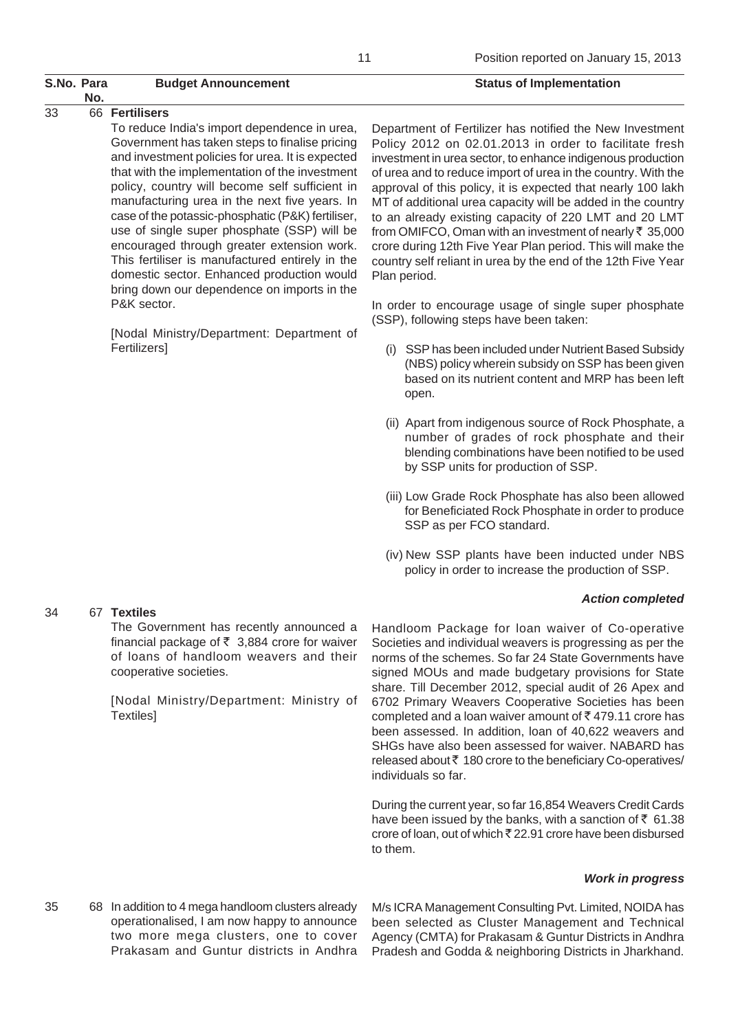| S.No. | Para No. | Budget Announcement | Status of Implementation |
|---|---|---|---|
| 33 | 66 | **Fertilisers**<br><br>To reduce India's import dependence in urea, Government has taken steps to finalise pricing and investment policies for urea. It is expected that with the implementation of the investment policy, country will become self sufficient in manufacturing urea in the next five years. In case of the potassic-phosphatic (P&K) fertiliser, use of single super phosphate (SSP) will be encouraged through greater extension work. This fertiliser is manufactured entirely in the domestic sector. Enhanced production would bring down our dependence on imports in the P&K sector.<br><br>[Nodal Ministry/Department: Department of Fertilizers] | Department of Fertilizer has notified the New Investment Policy 2012 on 02.01.2013 in order to facilitate fresh investment in urea sector, to enhance indigenous production of urea and to reduce import of urea in the country. With the approval of this policy, it is expected that nearly 100 lakh MT of additional urea capacity will be added in the country to an already existing capacity of 220 LMT and 20 LMT from OMIFCO, Oman with an investment of nearly ₹ 35,000 crore during 12th Five Year Plan period. This will make the country self reliant in urea by the end of the 12th Five Year Plan period.<br><br>In order to encourage usage of single super phosphate (SSP), following steps have been taken:<br><br>(i) SSP has been included under Nutrient Based Subsidy (NBS) policy wherein subsidy on SSP has been given based on its nutrient content and MRP has been left open.<br><br>(ii) Apart from indigenous source of Rock Phosphate, a number of grades of rock phosphate and their blending combinations have been notified to be used by SSP units for production of SSP.<br><br>(iii) Low Grade Rock Phosphate has also been allowed for Beneficiated Rock Phosphate in order to produce SSP as per FCO standard.<br><br>(iv) New SSP plants have been inducted under NBS policy in order to increase the production of SSP.<br><br>***Action completed*** |
| 34 | 67 | **Textiles**<br><br>The Government has recently announced a financial package of ₹ 3,884 crore for waiver of loans of handloom weavers and their cooperative societies.<br><br>[Nodal Ministry/Department: Ministry of Textiles] | Handloom Package for loan waiver of Co-operative Societies and individual weavers is progressing as per the norms of the schemes. So far 24 State Governments have signed MOUs and made budgetary provisions for State share. Till December 2012, special audit of 26 Apex and 6702 Primary Weavers Cooperative Societies has been completed and a loan waiver amount of ₹ 479.11 crore has been assessed. In addition, loan of 40,622 weavers and SHGs have also been assessed for waiver. NABARD has released about ₹ 180 crore to the beneficiary Co-operatives/ individuals so far.<br><br>During the current year, so far 16,854 Weavers Credit Cards have been issued by the banks, with a sanction of ₹ 61.38 crore of loan, out of which ₹ 22.91 crore have been disbursed to them.<br><br>***Work in progress*** |
| 35 | 68 | In addition to 4 mega handloom clusters already operationalised, I am now happy to announce two more mega clusters, one to cover Prakasam and Guntur districts in Andhra | M/s ICRA Management Consulting Pvt. Limited, NOIDA has been selected as Cluster Management and Technical Agency (CMTA) for Prakasam & Guntur Districts in Andhra Pradesh and Godda & neighboring Districts in Jharkhand. |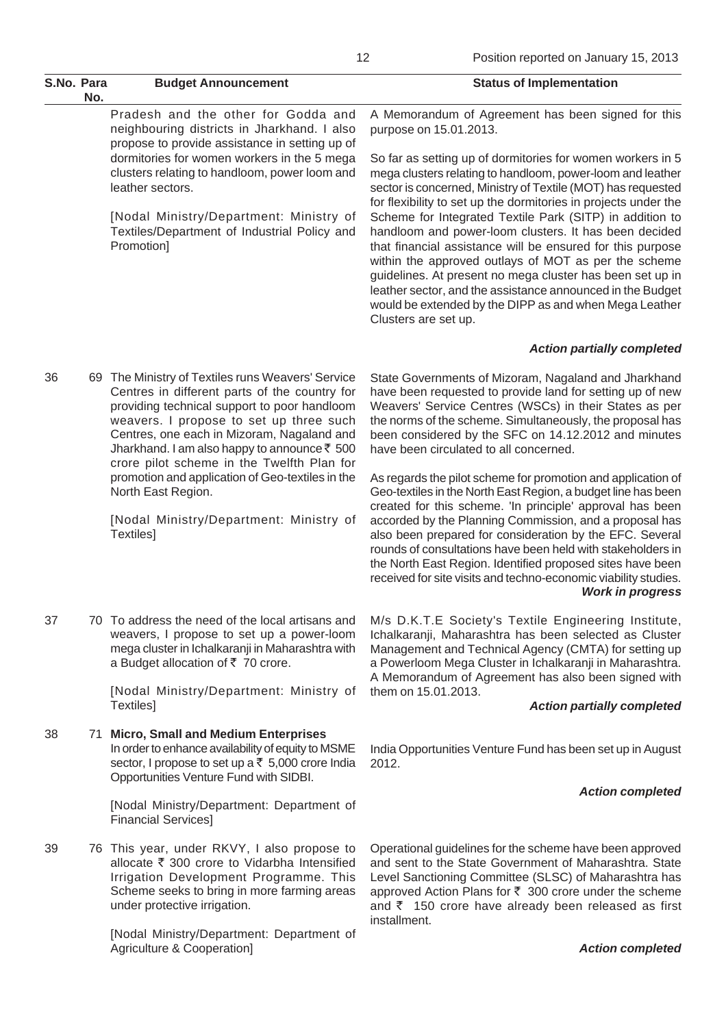| S.No. | Para No. | Budget Announcement | Status of Implementation |
|---|---|---|---|
| | | Pradesh and the other for Godda and neighbouring districts in Jharkhand. I also propose to provide assistance in setting up of dormitories for women workers in the 5 mega clusters relating to handloom, power loom and leather sectors.<br><br>[Nodal Ministry/Department: Ministry of Textiles/Department of Industrial Policy and Promotion] | A Memorandum of Agreement has been signed for this purpose on 15.01.2013.<br><br>So far as setting up of dormitories for women workers in 5 mega clusters relating to handloom, power-loom and leather sector is concerned, Ministry of Textile (MOT) has requested for flexibility to set up the dormitories in projects under the Scheme for Integrated Textile Park (SITP) in addition to handloom and power-loom clusters. It has been decided that financial assistance will be ensured for this purpose within the approved outlays of MOT as per the scheme guidelines. At present no mega cluster has been set up in leather sector, and the assistance announced in the Budget would be extended by the DIPP as and when Mega Leather Clusters are set up.<br><br>***Action partially completed*** |
| 36 | 69 | The Ministry of Textiles runs Weavers' Service Centres in different parts of the country for providing technical support to poor handloom weavers. I propose to set up three such Centres, one each in Mizoram, Nagaland and Jharkhand. I am also happy to announce ₹ 500 crore pilot scheme in the Twelfth Plan for promotion and application of Geo-textiles in the North East Region.<br><br>[Nodal Ministry/Department: Ministry of Textiles] | State Governments of Mizoram, Nagaland and Jharkhand have been requested to provide land for setting up of new Weavers' Service Centres (WSCs) in their States as per the norms of the scheme. Simultaneously, the proposal has been considered by the SFC on 14.12.2012 and minutes have been circulated to all concerned.<br><br>As regards the pilot scheme for promotion and application of Geo-textiles in the North East Region, a budget line has been created for this scheme. 'In principle' approval has been accorded by the Planning Commission, and a proposal has also been prepared for consideration by the EFC. Several rounds of consultations have been held with stakeholders in the North East Region. Identified proposed sites have been received for site visits and techno-economic viability studies.<br><br>***Work in progress*** |
| 37 | 70 | To address the need of the local artisans and weavers, I propose to set up a power-loom mega cluster in Ichalkaranji in Maharashtra with a Budget allocation of ₹ 70 crore.<br><br>[Nodal Ministry/Department: Ministry of Textiles] | M/s D.K.T.E Society's Textile Engineering Institute, Ichalkaranji, Maharashtra has been selected as Cluster Management and Technical Agency (CMTA) for setting up a Powerloom Mega Cluster in Ichalkaranji in Maharashtra. A Memorandum of Agreement has also been signed with them on 15.01.2013.<br><br>***Action partially completed*** |
| 38 | 71 | **Micro, Small and Medium Enterprises**<br>In order to enhance availability of equity to MSME sector, I propose to set up a ₹ 5,000 crore India Opportunities Venture Fund with SIDBI.<br><br>[Nodal Ministry/Department: Department of Financial Services] | India Opportunities Venture Fund has been set up in August 2012.<br><br>***Action completed*** |
| 39 | 76 | This year, under RKVY, I also propose to allocate ₹ 300 crore to Vidarbha Intensified Irrigation Development Programme. This Scheme seeks to bring in more farming areas under protective irrigation.<br><br>[Nodal Ministry/Department: Department of Agriculture & Cooperation] | Operational guidelines for the scheme have been approved and sent to the State Government of Maharashtra. State Level Sanctioning Committee (SLSC) of Maharashtra has approved Action Plans for ₹ 300 crore under the scheme and ₹ 150 crore have already been released as first installment.<br><br>***Action completed*** |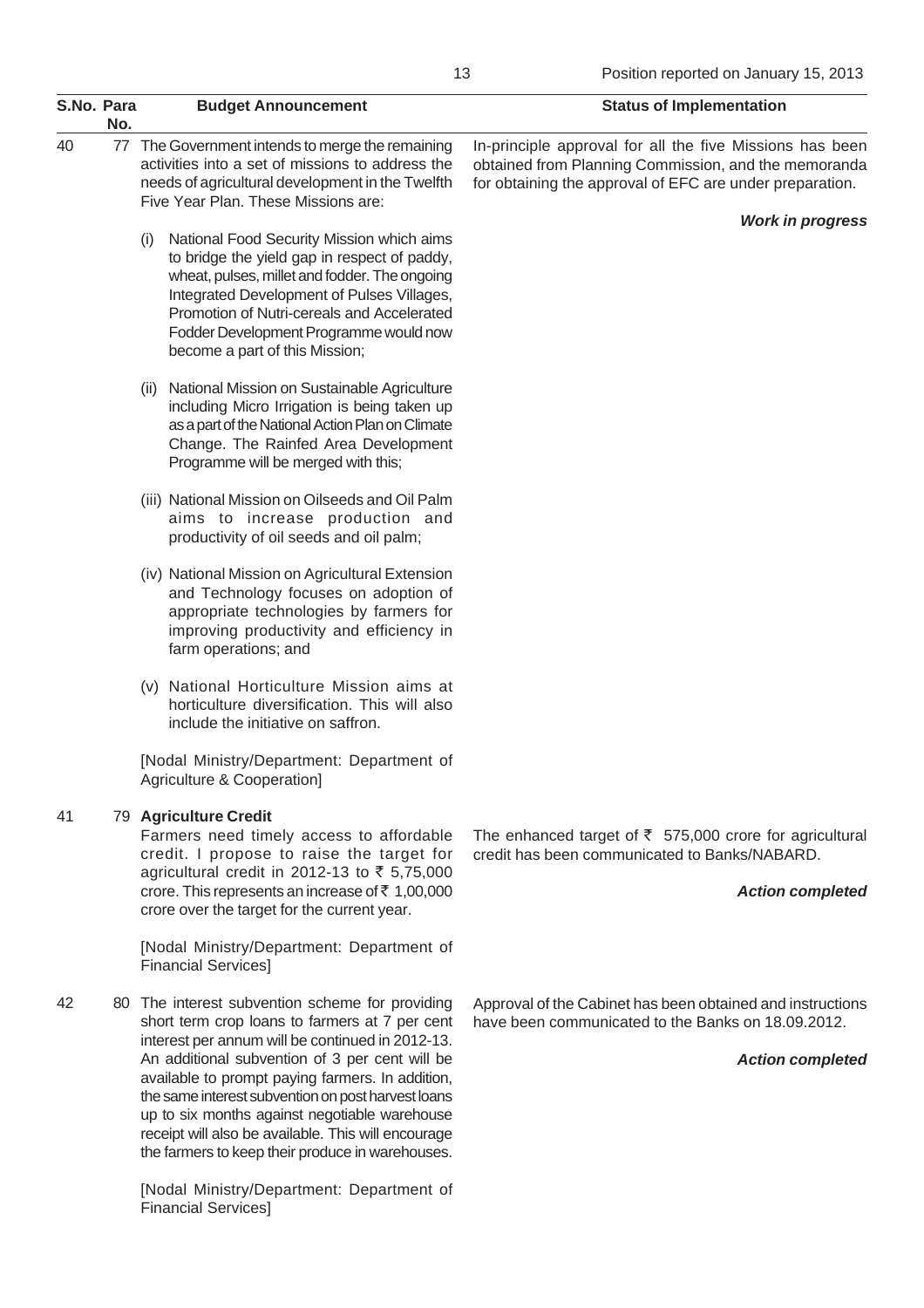Position reported on January 15, 2013

| S.No. | Para No. | Budget Announcement | Status of Implementation |
|---|---|---|---|
| 40 | 77 | The Government intends to merge the remaining activities into a set of missions to address the needs of agricultural development in the Twelfth Five Year Plan. These Missions are:<br><br>(i) National Food Security Mission which aims to bridge the yield gap in respect of paddy, wheat, pulses, millet and fodder. The ongoing Integrated Development of Pulses Villages, Promotion of Nutri-cereals and Accelerated Fodder Development Programme would now become a part of this Mission;<br><br>(ii) National Mission on Sustainable Agriculture including Micro Irrigation is being taken up as a part of the National Action Plan on Climate Change. The Rainfed Area Development Programme will be merged with this;<br><br>(iii) National Mission on Oilseeds and Oil Palm aims to increase production and productivity of oil seeds and oil palm;<br><br>(iv) National Mission on Agricultural Extension and Technology focuses on adoption of appropriate technologies by farmers for improving productivity and efficiency in farm operations; and<br><br>(v) National Horticulture Mission aims at horticulture diversification. This will also include the initiative on saffron.<br><br>[Nodal Ministry/Department: Department of Agriculture & Cooperation] | In-principle approval for all the five Missions has been obtained from Planning Commission, and the memoranda for obtaining the approval of EFC are under preparation.<br><br>***Work in progress*** |
| 41 | 79 | **Agriculture Credit**<br>Farmers need timely access to affordable credit. I propose to raise the target for agricultural credit in 2012-13 to ₹ 5,75,000 crore. This represents an increase of ₹ 1,00,000 crore over the target for the current year.<br><br>[Nodal Ministry/Department: Department of Financial Services] | The enhanced target of ₹ 575,000 crore for agricultural credit has been communicated to Banks/NABARD.<br><br>***Action completed*** |
| 42 | 80 | The interest subvention scheme for providing short term crop loans to farmers at 7 per cent interest per annum will be continued in 2012-13. An additional subvention of 3 per cent will be available to prompt paying farmers. In addition, the same interest subvention on post harvest loans up to six months against negotiable warehouse receipt will also be available. This will encourage the farmers to keep their produce in warehouses.<br><br>[Nodal Ministry/Department: Department of Financial Services] | Approval of the Cabinet has been obtained and instructions have been communicated to the Banks on 18.09.2012.<br><br>***Action completed*** |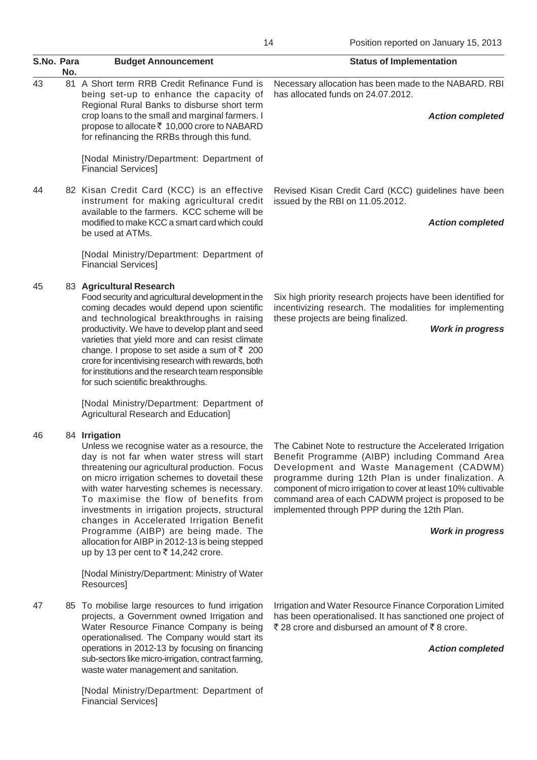Position reported on January 15, 2013

| S.No. | Para No. | Budget Announcement | Status of Implementation |
|---|---|---|---|
| 43 | 81 | A Short term RRB Credit Refinance Fund is being set-up to enhance the capacity of Regional Rural Banks to disburse short term crop loans to the small and marginal farmers. I propose to allocate ₹ 10,000 crore to NABARD for refinancing the RRBs through this fund.<br><br>[Nodal Ministry/Department: Department of Financial Services] | Necessary allocation has been made to the NABARD. RBI has allocated funds on 24.07.2012.<br><br>***Action completed*** |
| 44 | 82 | Kisan Credit Card (KCC) is an effective instrument for making agricultural credit available to the farmers. KCC scheme will be modified to make KCC a smart card which could be used at ATMs.<br><br>[Nodal Ministry/Department: Department of Financial Services] | Revised Kisan Credit Card (KCC) guidelines have been issued by the RBI on 11.05.2012.<br><br>***Action completed*** |
| 45 | 83 | **Agricultural Research**<br>Food security and agricultural development in the coming decades would depend upon scientific and technological breakthroughs in raising productivity. We have to develop plant and seed varieties that yield more and can resist climate change. I propose to set aside a sum of ₹ 200 crore for incentivising research with rewards, both for institutions and the research team responsible for such scientific breakthroughs.<br><br>[Nodal Ministry/Department: Department of Agricultural Research and Education] | Six high priority research projects have been identified for incentivizing research. The modalities for implementing these projects are being finalized.<br><br>***Work in progress*** |
| 46 | 84 | **Irrigation**<br>Unless we recognise water as a resource, the day is not far when water stress will start threatening our agricultural production. Focus on micro irrigation schemes to dovetail these with water harvesting schemes is necessary. To maximise the flow of benefits from investments in irrigation projects, structural changes in Accelerated Irrigation Benefit Programme (AIBP) are being made. The allocation for AIBP in 2012-13 is being stepped up by 13 per cent to ₹ 14,242 crore.<br><br>[Nodal Ministry/Department: Ministry of Water Resources] | The Cabinet Note to restructure the Accelerated Irrigation Benefit Programme (AIBP) including Command Area Development and Waste Management (CADWM) programme during 12th Plan is under finalization. A component of micro irrigation to cover at least 10% cultivable command area of each CADWM project is proposed to be implemented through PPP during the 12th Plan.<br><br>***Work in progress*** |
| 47 | 85 | To mobilise large resources to fund irrigation projects, a Government owned Irrigation and Water Resource Finance Company is being operationalised. The Company would start its operations in 2012-13 by focusing on financing sub-sectors like micro-irrigation, contract farming, waste water management and sanitation.<br><br>[Nodal Ministry/Department: Department of Financial Services] | Irrigation and Water Resource Finance Corporation Limited has been operationalised. It has sanctioned one project of ₹ 28 crore and disbursed an amount of ₹ 8 crore.<br><br>***Action completed*** |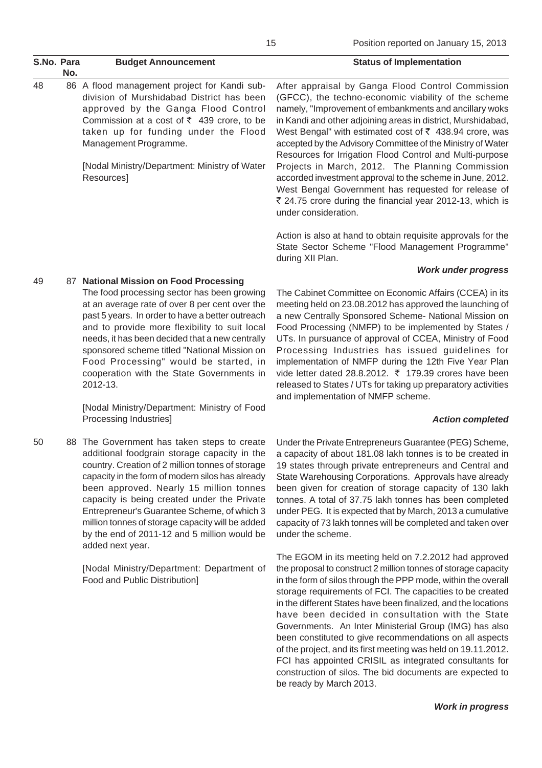Position reported on January 15, 2013

| S.No. | Para No. | Budget Announcement | Status of Implementation |
|---|---|---|---|
| 48 | 86 | A flood management project for Kandi sub-division of Murshidabad District has been approved by the Ganga Flood Control Commission at a cost of ₹ 439 crore, to be taken up for funding under the Flood Management Programme.<br><br>[Nodal Ministry/Department: Ministry of Water Resources] | After appraisal by Ganga Flood Control Commission (GFCC), the techno-economic viability of the scheme namely, "Improvement of embankments and ancillary woks in Kandi and other adjoining areas in district, Murshidabad, West Bengal" with estimated cost of ₹ 438.94 crore, was accepted by the Advisory Committee of the Ministry of Water Resources for Irrigation Flood Control and Multi-purpose Projects in March, 2012. The Planning Commission accorded investment approval to the scheme in June, 2012. West Bengal Government has requested for release of ₹ 24.75 crore during the financial year 2012-13, which is under consideration.<br><br>Action is also at hand to obtain requisite approvals for the State Sector Scheme "Flood Management Programme" during XII Plan.<br><br>***Work under progress*** |
| 49 | 87 | **National Mission on Food Processing**<br>The food processing sector has been growing at an average rate of over 8 per cent over the past 5 years. In order to have a better outreach and to provide more flexibility to suit local needs, it has been decided that a new centrally sponsored scheme titled "National Mission on Food Processing" would be started, in cooperation with the State Governments in 2012-13.<br><br>[Nodal Ministry/Department: Ministry of Food Processing Industries] | The Cabinet Committee on Economic Affairs (CCEA) in its meeting held on 23.08.2012 has approved the launching of a new Centrally Sponsored Scheme- National Mission on Food Processing (NMFP) to be implemented by States / UTs. In pursuance of approval of CCEA, Ministry of Food Processing Industries has issued guidelines for implementation of NMFP during the 12th Five Year Plan vide letter dated 28.8.2012. ₹ 179.39 crores have been released to States / UTs for taking up preparatory activities and implementation of NMFP scheme.<br><br>***Action completed*** |
| 50 | 88 | The Government has taken steps to create additional foodgrain storage capacity in the country. Creation of 2 million tonnes of storage capacity in the form of modern silos has already been approved. Nearly 15 million tonnes capacity is being created under the Private Entrepreneur's Guarantee Scheme, of which 3 million tonnes of storage capacity will be added by the end of 2011-12 and 5 million would be added next year.<br><br>[Nodal Ministry/Department: Department of Food and Public Distribution] | Under the Private Entrepreneurs Guarantee (PEG) Scheme, a capacity of about 181.08 lakh tonnes is to be created in 19 states through private entrepreneurs and Central and State Warehousing Corporations. Approvals have already been given for creation of storage capacity of 130 lakh tonnes. A total of 37.75 lakh tonnes has been completed under PEG. It is expected that by March, 2013 a cumulative capacity of 73 lakh tonnes will be completed and taken over under the scheme.<br><br>The EGOM in its meeting held on 7.2.2012 had approved the proposal to construct 2 million tonnes of storage capacity in the form of silos through the PPP mode, within the overall storage requirements of FCI. The capacities to be created in the different States have been finalized, and the locations have been decided in consultation with the State Governments. An Inter Ministerial Group (IMG) has also been constituted to give recommendations on all aspects of the project, and its first meeting was held on 19.11.2012. FCI has appointed CRISIL as integrated consultants for construction of silos. The bid documents are expected to be ready by March 2013.<br><br>***Work in progress*** |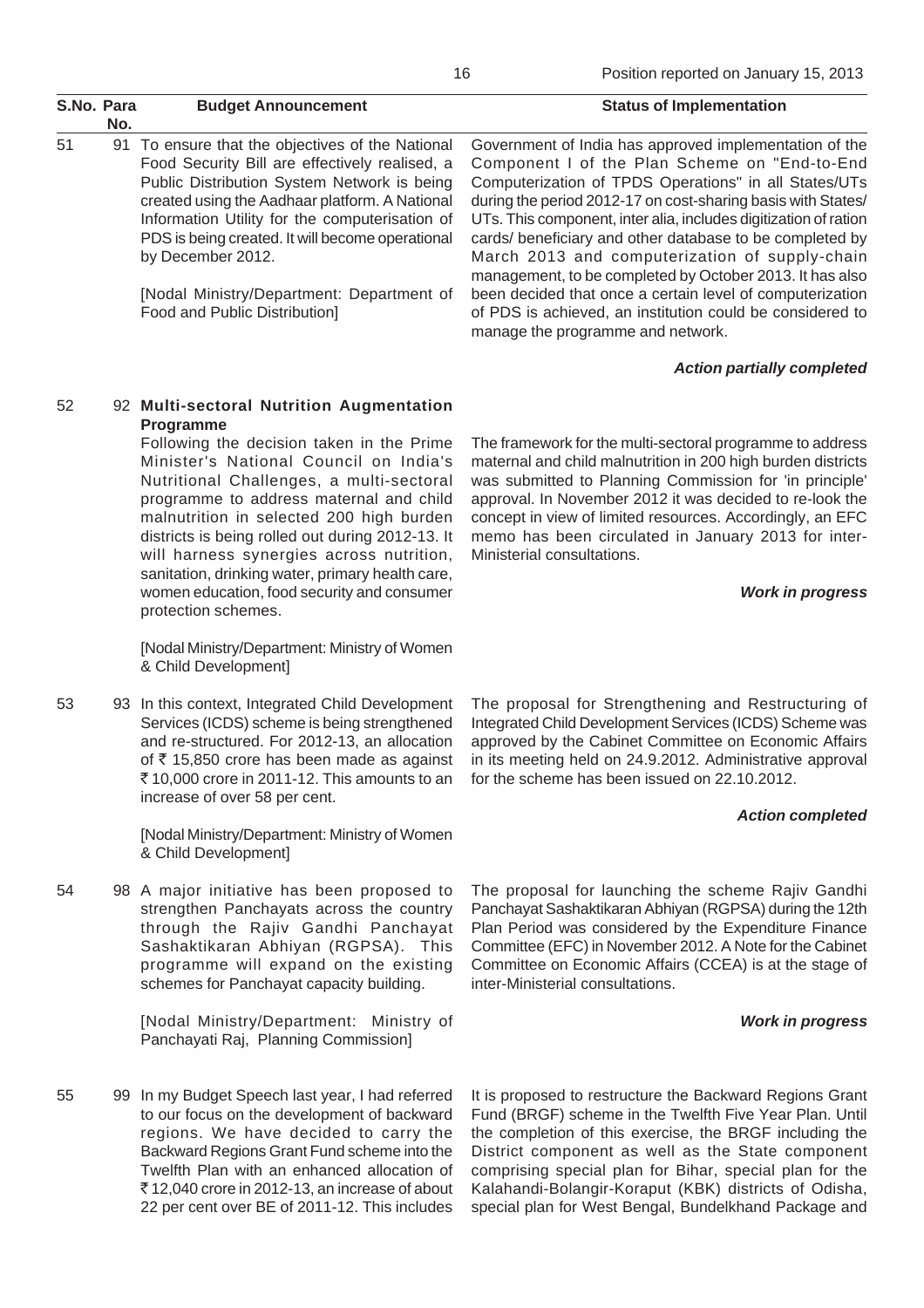Position reported on January 15, 2013

| S.No. | Para No. | Budget Announcement | Status of Implementation |
|---|---|---|---|
| 51 | 91 | To ensure that the objectives of the National Food Security Bill are effectively realised, a Public Distribution System Network is being created using the Aadhaar platform. A National Information Utility for the computerisation of PDS is being created. It will become operational by December 2012.<br><br>[Nodal Ministry/Department: Department of Food and Public Distribution] | Government of India has approved implementation of the Component I of the Plan Scheme on "End-to-End Computerization of TPDS Operations" in all States/UTs during the period 2012-17 on cost-sharing basis with States/ UTs. This component, inter alia, includes digitization of ration cards/ beneficiary and other database to be completed by March 2013 and computerization of supply-chain management, to be completed by October 2013. It has also been decided that once a certain level of computerization of PDS is achieved, an institution could be considered to manage the programme and network.<br><br>***Action partially completed*** |
| 52 | 92 | **Multi-sectoral Nutrition Augmentation Programme**<br>Following the decision taken in the Prime Minister's National Council on India's Nutritional Challenges, a multi-sectoral programme to address maternal and child malnutrition in selected 200 high burden districts is being rolled out during 2012-13. It will harness synergies across nutrition, sanitation, drinking water, primary health care, women education, food security and consumer protection schemes.<br><br>[Nodal Ministry/Department: Ministry of Women & Child Development] | The framework for the multi-sectoral programme to address maternal and child malnutrition in 200 high burden districts was submitted to Planning Commission for 'in principle' approval. In November 2012 it was decided to re-look the concept in view of limited resources. Accordingly, an EFC memo has been circulated in January 2013 for inter-Ministerial consultations.<br><br>***Work in progress*** |
| 53 | 93 | In this context, Integrated Child Development Services (ICDS) scheme is being strengthened and re-structured. For 2012-13, an allocation of ₹ 15,850 crore has been made as against ₹ 10,000 crore in 2011-12. This amounts to an increase of over 58 per cent.<br><br>[Nodal Ministry/Department: Ministry of Women & Child Development] | The proposal for Strengthening and Restructuring of Integrated Child Development Services (ICDS) Scheme was approved by the Cabinet Committee on Economic Affairs in its meeting held on 24.9.2012. Administrative approval for the scheme has been issued on 22.10.2012.<br><br>***Action completed*** |
| 54 | 98 | A major initiative has been proposed to strengthen Panchayats across the country through the Rajiv Gandhi Panchayat Sashaktikaran Abhiyan (RGPSA). This programme will expand on the existing schemes for Panchayat capacity building.<br><br>[Nodal Ministry/Department: Ministry of Panchayati Raj, Planning Commission] | The proposal for launching the scheme Rajiv Gandhi Panchayat Sashaktikaran Abhiyan (RGPSA) during the 12th Plan Period was considered by the Expenditure Finance Committee (EFC) in November 2012. A Note for the Cabinet Committee on Economic Affairs (CCEA) is at the stage of inter-Ministerial consultations.<br><br>***Work in progress*** |
| 55 | 99 | In my Budget Speech last year, I had referred to our focus on the development of backward regions. We have decided to carry the Backward Regions Grant Fund scheme into the Twelfth Plan with an enhanced allocation of ₹ 12,040 crore in 2012-13, an increase of about 22 per cent over BE of 2011-12. This includes | It is proposed to restructure the Backward Regions Grant Fund (BRGF) scheme in the Twelfth Five Year Plan. Until the completion of this exercise, the BRGF including the District component as well as the State component comprising special plan for Bihar, special plan for the Kalahandi-Bolangir-Koraput (KBK) districts of Odisha, special plan for West Bengal, Bundelkhand Package and |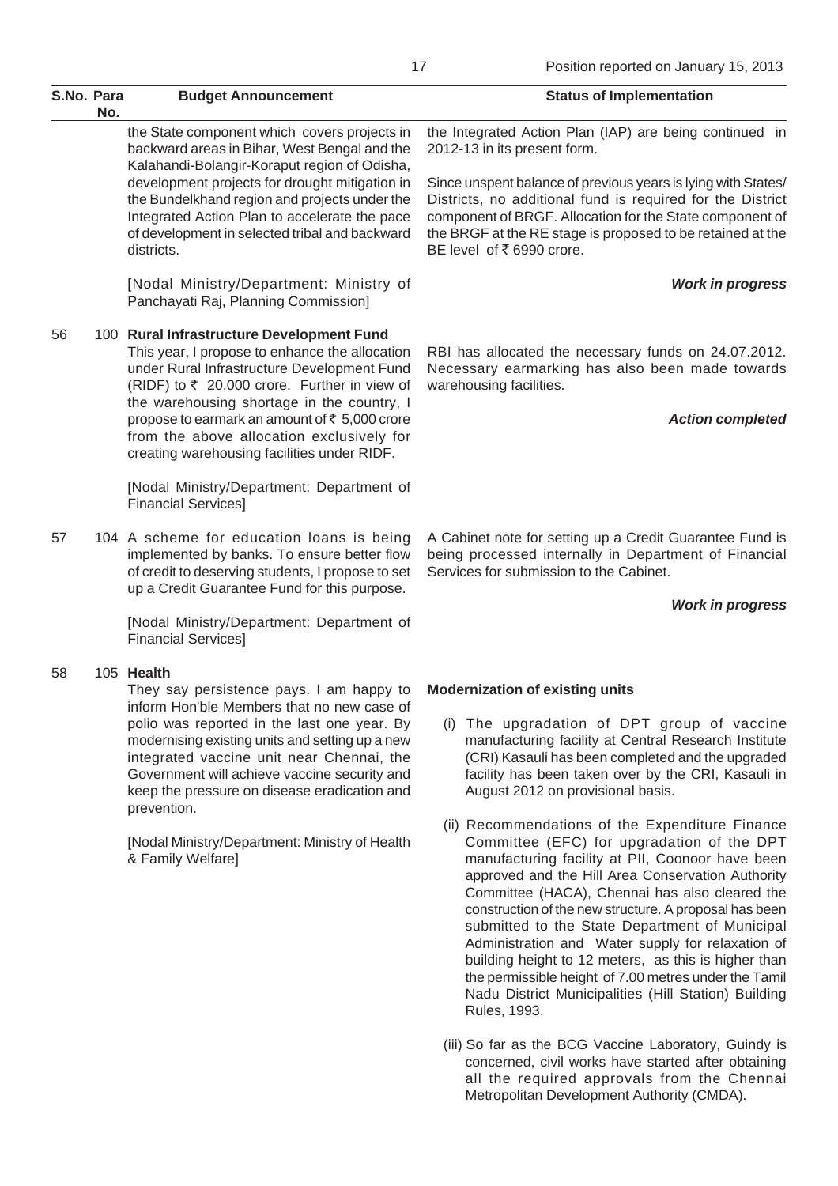| S.No. | Para No. | Budget Announcement | Status of Implementation |
|---|---|---|---|
| | | the State component which covers projects in backward areas in Bihar, West Bengal and the Kalahandi-Bolangir-Koraput region of Odisha, development projects for drought mitigation in the Bundelkhand region and projects under the Integrated Action Plan to accelerate the pace of development in selected tribal and backward districts.<br><br>[Nodal Ministry/Department: Ministry of Panchayati Raj, Planning Commission] | the Integrated Action Plan (IAP) are being continued in 2012-13 in its present form.<br><br>Since unspent balance of previous years is lying with States/ Districts, no additional fund is required for the District component of BRGF. Allocation for the State component of the BRGF at the RE stage is proposed to be retained at the BE level of ₹ 6990 crore.<br><br>***Work in progress*** |
| 56 | 100 | **Rural Infrastructure Development Fund**<br>This year, I propose to enhance the allocation under Rural Infrastructure Development Fund (RIDF) to ₹ 20,000 crore. Further in view of the warehousing shortage in the country, I propose to earmark an amount of ₹ 5,000 crore from the above allocation exclusively for creating warehousing facilities under RIDF.<br><br>[Nodal Ministry/Department: Department of Financial Services] | RBI has allocated the necessary funds on 24.07.2012. Necessary earmarking has also been made towards warehousing facilities.<br><br>***Action completed*** |
| 57 | 104 | A scheme for education loans is being implemented by banks. To ensure better flow of credit to deserving students, I propose to set up a Credit Guarantee Fund for this purpose.<br><br>[Nodal Ministry/Department: Department of Financial Services] | A Cabinet note for setting up a Credit Guarantee Fund is being processed internally in Department of Financial Services for submission to the Cabinet.<br><br>***Work in progress*** |
| 58 | 105 | **Health**<br>They say persistence pays. I am happy to inform Hon'ble Members that no new case of polio was reported in the last one year. By modernising existing units and setting up a new integrated vaccine unit near Chennai, the Government will achieve vaccine security and keep the pressure on disease eradication and prevention.<br><br>[Nodal Ministry/Department: Ministry of Health & Family Welfare] | **Modernization of existing units**<br><br>(i) The upgradation of DPT group of vaccine manufacturing facility at Central Research Institute (CRI) Kasauli has been completed and the upgraded facility has been taken over by the CRI, Kasauli in August 2012 on provisional basis.<br><br>(ii) Recommendations of the Expenditure Finance Committee (EFC) for upgradation of the DPT manufacturing facility at PII, Coonoor have been approved and the Hill Area Conservation Authority Committee (HACA), Chennai has also cleared the construction of the new structure. A proposal has been submitted to the State Department of Municipal Administration and Water supply for relaxation of building height to 12 meters, as this is higher than the permissible height of 7.00 metres under the Tamil Nadu District Municipalities (Hill Station) Building Rules, 1993.<br><br>(iii) So far as the BCG Vaccine Laboratory, Guindy is concerned, civil works have started after obtaining all the required approvals from the Chennai Metropolitan Development Authority (CMDA). |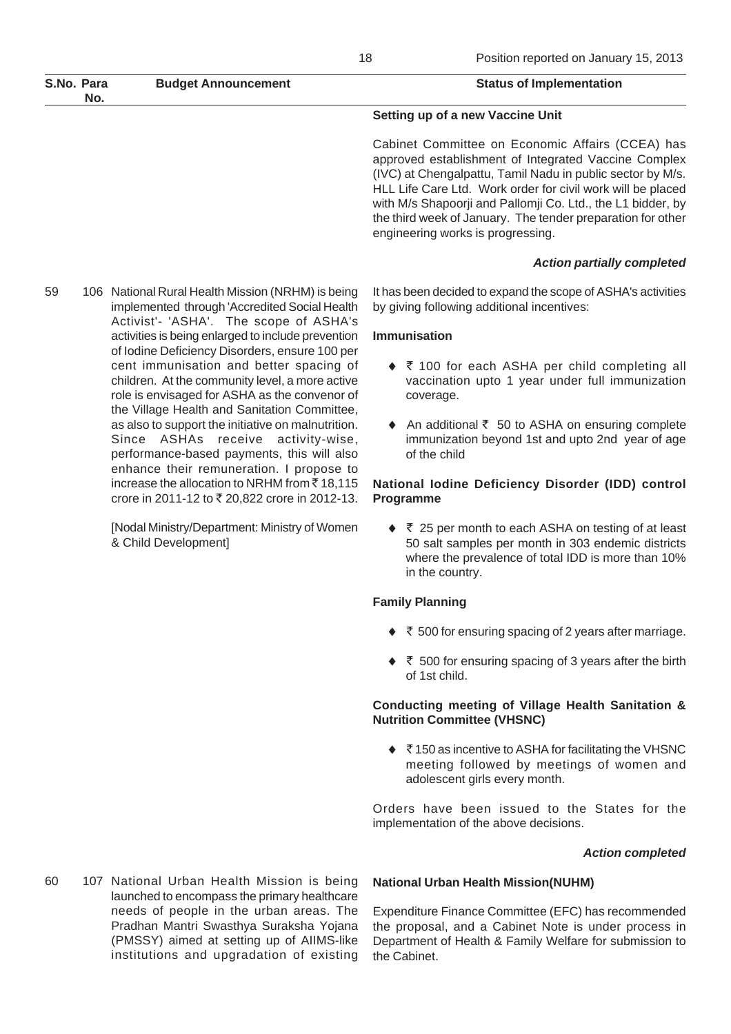Position reported on January 15, 2013

| S.No. | Para No. | Budget Announcement | Status of Implementation |
|---|---|---|---|
| | | | **Setting up of a new Vaccine Unit**<br><br>Cabinet Committee on Economic Affairs (CCEA) has approved establishment of Integrated Vaccine Complex (IVC) at Chengalpattu, Tamil Nadu in public sector by M/s. HLL Life Care Ltd. Work order for civil work will be placed with M/s Shapoorji and Pallomji Co. Ltd., the L1 bidder, by the third week of January. The tender preparation for other engineering works is progressing.<br><br>***Action partially completed*** |
| 59 | 106 | National Rural Health Mission (NRHM) is being implemented through 'Accredited Social Health Activist'- 'ASHA'. The scope of ASHA's activities is being enlarged to include prevention of Iodine Deficiency Disorders, ensure 100 per cent immunisation and better spacing of children. At the community level, a more active role is envisaged for ASHA as the convenor of the Village Health and Sanitation Committee, as also to support the initiative on malnutrition. Since ASHAs receive activity-wise, performance-based payments, this will also enhance their remuneration. I propose to increase the allocation to NRHM from ₹ 18,115 crore in 2011-12 to ₹ 20,822 crore in 2012-13.<br><br>[Nodal Ministry/Department: Ministry of Women & Child Development] | It has been decided to expand the scope of ASHA's activities by giving following additional incentives:<br><br>**Immunisation**<br><br>♦ ₹ 100 for each ASHA per child completing all vaccination upto 1 year under full immunization coverage.<br><br>♦ An additional ₹ 50 to ASHA on ensuring complete immunization beyond 1st and upto 2nd year of age of the child<br><br>**National Iodine Deficiency Disorder (IDD) control Programme**<br><br>♦ ₹ 25 per month to each ASHA on testing of at least 50 salt samples per month in 303 endemic districts where the prevalence of total IDD is more than 10% in the country.<br><br>**Family Planning**<br><br>♦ ₹ 500 for ensuring spacing of 2 years after marriage.<br><br>♦ ₹ 500 for ensuring spacing of 3 years after the birth of 1st child.<br><br>**Conducting meeting of Village Health Sanitation & Nutrition Committee (VHSNC)**<br><br>♦ ₹ 150 as incentive to ASHA for facilitating the VHSNC meeting followed by meetings of women and adolescent girls every month.<br><br>Orders have been issued to the States for the implementation of the above decisions.<br><br>***Action completed*** |
| 60 | 107 | National Urban Health Mission is being launched to encompass the primary healthcare needs of people in the urban areas. The Pradhan Mantri Swasthya Suraksha Yojana (PMSSY) aimed at setting up of AIIMS-like institutions and upgradation of existing | **National Urban Health Mission(NUHM)**<br><br>Expenditure Finance Committee (EFC) has recommended the proposal, and a Cabinet Note is under process in Department of Health & Family Welfare for submission to the Cabinet. |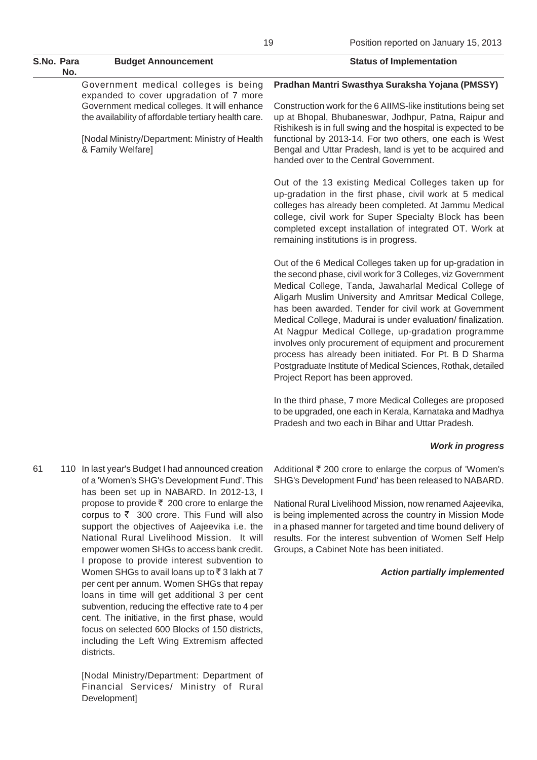| S.No. | Para No. | Budget Announcement | Status of Implementation |
|---|---|---|---|
| | | Government medical colleges is being expanded to cover upgradation of 7 more Government medical colleges. It will enhance the availability of affordable tertiary health care.<br><br>[Nodal Ministry/Department: Ministry of Health & Family Welfare] | **Pradhan Mantri Swasthya Suraksha Yojana (PMSSY)**<br><br>Construction work for the 6 AIIMS-like institutions being set up at Bhopal, Bhubaneswar, Jodhpur, Patna, Raipur and Rishikesh is in full swing and the hospital is expected to be functional by 2013-14. For two others, one each is West Bengal and Uttar Pradesh, land is yet to be acquired and handed over to the Central Government.<br><br>Out of the 13 existing Medical Colleges taken up for up-gradation in the first phase, civil work at 5 medical colleges has already been completed. At Jammu Medical college, civil work for Super Specialty Block has been completed except installation of integrated OT. Work at remaining institutions is in progress.<br><br>Out of the 6 Medical Colleges taken up for up-gradation in the second phase, civil work for 3 Colleges, viz Government Medical College, Tanda, Jawaharlal Medical College of Aligarh Muslim University and Amritsar Medical College, has been awarded. Tender for civil work at Government Medical College, Madurai is under evaluation/ finalization. At Nagpur Medical College, up-gradation programme involves only procurement of equipment and procurement process has already been initiated. For Pt. B D Sharma Postgraduate Institute of Medical Sciences, Rothak, detailed Project Report has been approved.<br><br>In the third phase, 7 more Medical Colleges are proposed to be upgraded, one each in Kerala, Karnataka and Madhya Pradesh and two each in Bihar and Uttar Pradesh.<br><br>***Work in progress*** |
| 61 | 110 | In last year's Budget I had announced creation of a 'Women's SHG's Development Fund'. This has been set up in NABARD. In 2012-13, I propose to provide ₹ 200 crore to enlarge the corpus to ₹ 300 crore. This Fund will also support the objectives of Aajeevika i.e. the National Rural Livelihood Mission. It will empower women SHGs to access bank credit. I propose to provide interest subvention to Women SHGs to avail loans up to ₹ 3 lakh at 7 per cent per annum. Women SHGs that repay loans in time will get additional 3 per cent subvention, reducing the effective rate to 4 per cent. The initiative, in the first phase, would focus on selected 600 Blocks of 150 districts, including the Left Wing Extremism affected districts.<br><br>[Nodal Ministry/Department: Department of Financial Services/ Ministry of Rural Development] | Additional ₹ 200 crore to enlarge the corpus of 'Women's SHG's Development Fund' has been released to NABARD.<br><br>National Rural Livelihood Mission, now renamed Aajeevika, is being implemented across the country in Mission Mode in a phased manner for targeted and time bound delivery of results. For the interest subvention of Women Self Help Groups, a Cabinet Note has been initiated.<br><br>***Action partially implemented*** |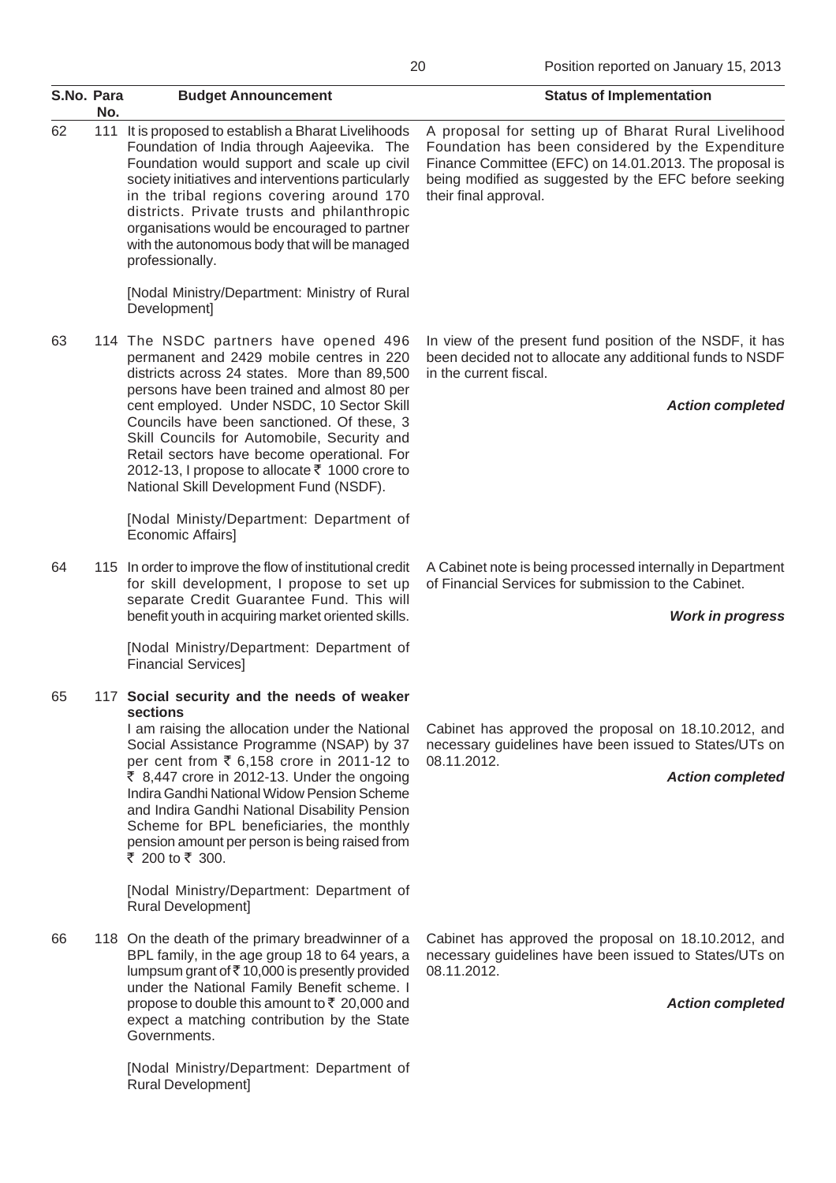Position reported on January 15, 2013

| S.No. | Para No. | Budget Announcement | Status of Implementation |
|---|---|---|---|
| 62 | 111 | It is proposed to establish a Bharat Livelihoods Foundation of India through Aajeevika. The Foundation would support and scale up civil society initiatives and interventions particularly in the tribal regions covering around 170 districts. Private trusts and philanthropic organisations would be encouraged to partner with the autonomous body that will be managed professionally.<br><br>[Nodal Ministry/Department: Ministry of Rural Development] | A proposal for setting up of Bharat Rural Livelihood Foundation has been considered by the Expenditure Finance Committee (EFC) on 14.01.2013. The proposal is being modified as suggested by the EFC before seeking their final approval. |
| 63 | 114 | The NSDC partners have opened 496 permanent and 2429 mobile centres in 220 districts across 24 states. More than 89,500 persons have been trained and almost 80 per cent employed. Under NSDC, 10 Sector Skill Councils have been sanctioned. Of these, 3 Skill Councils for Automobile, Security and Retail sectors have become operational. For 2012-13, I propose to allocate ₹ 1000 crore to National Skill Development Fund (NSDF).<br><br>[Nodal Ministy/Department: Department of Economic Affairs] | In view of the present fund position of the NSDF, it has been decided not to allocate any additional funds to NSDF in the current fiscal.<br><br>***Action completed*** |
| 64 | 115 | In order to improve the flow of institutional credit for skill development, I propose to set up separate Credit Guarantee Fund. This will benefit youth in acquiring market oriented skills.<br><br>[Nodal Ministry/Department: Department of Financial Services] | A Cabinet note is being processed internally in Department of Financial Services for submission to the Cabinet.<br><br>***Work in progress*** |
| 65 | 117 | **Social security and the needs of weaker sections**<br>I am raising the allocation under the National Social Assistance Programme (NSAP) by 37 per cent from ₹ 6,158 crore in 2011-12 to ₹ 8,447 crore in 2012-13. Under the ongoing Indira Gandhi National Widow Pension Scheme and Indira Gandhi National Disability Pension Scheme for BPL beneficiaries, the monthly pension amount per person is being raised from ₹ 200 to ₹ 300.<br><br>[Nodal Ministry/Department: Department of Rural Development] | Cabinet has approved the proposal on 18.10.2012, and necessary guidelines have been issued to States/UTs on 08.11.2012.<br><br>***Action completed*** |
| 66 | 118 | On the death of the primary breadwinner of a BPL family, in the age group 18 to 64 years, a lumpsum grant of ₹ 10,000 is presently provided under the National Family Benefit scheme. I propose to double this amount to ₹ 20,000 and expect a matching contribution by the State Governments.<br><br>[Nodal Ministry/Department: Department of Rural Development] | Cabinet has approved the proposal on 18.10.2012, and necessary guidelines have been issued to States/UTs on 08.11.2012.<br><br>***Action completed*** |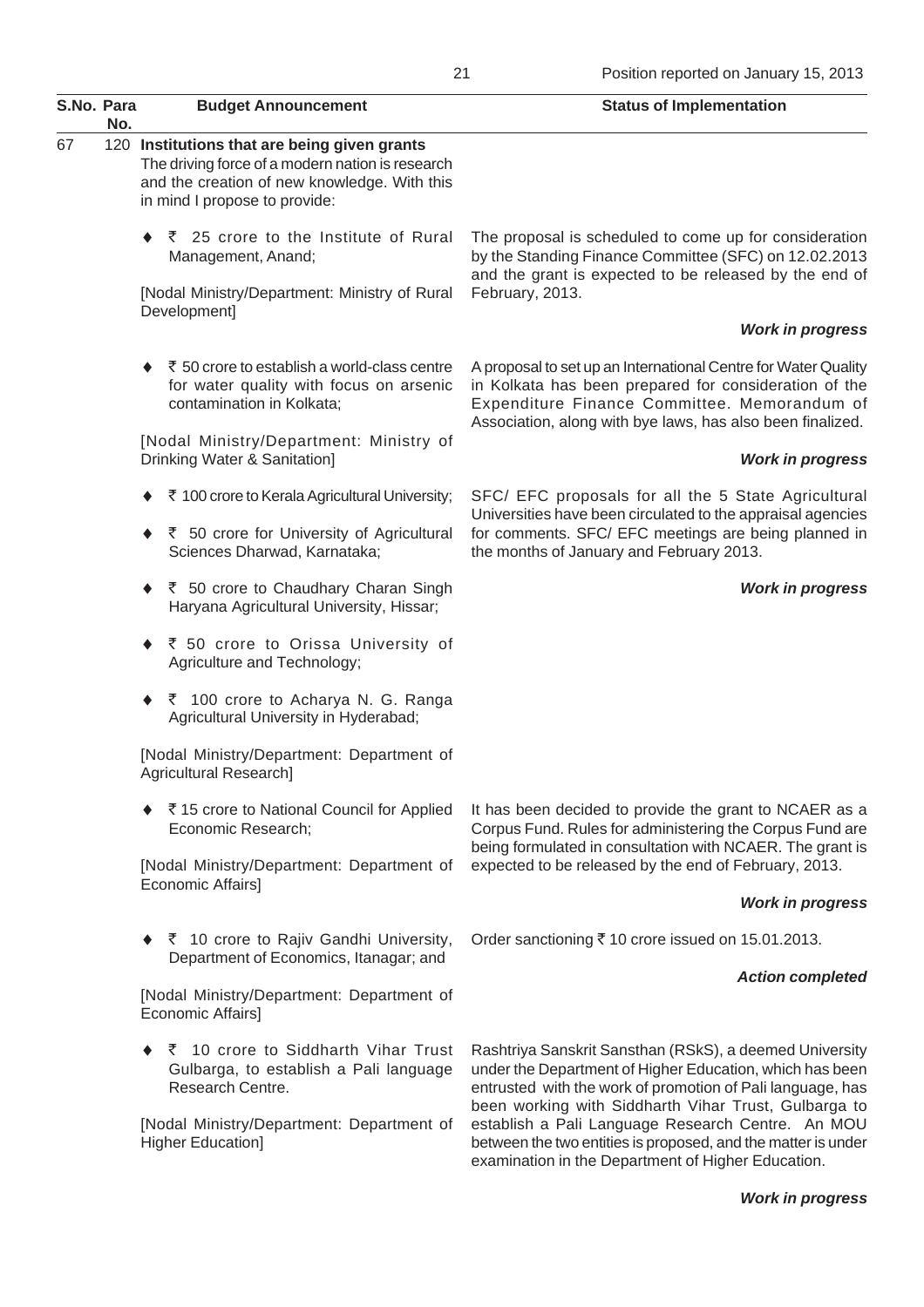Position reported on January 15, 2013

| S.No. | Para No. | Budget Announcement | Status of Implementation |
|---|---|---|---|
| 67 | 120 | **Institutions that are being given grants**<br>The driving force of a modern nation is research and the creation of new knowledge. With this in mind I propose to provide: | |
| | | ♦ ₹ 25 crore to the Institute of Rural Management, Anand;<br>[Nodal Ministry/Department: Ministry of Rural Development] | The proposal is scheduled to come up for consideration by the Standing Finance Committee (SFC) on 12.02.2013 and the grant is expected to be released by the end of February, 2013.<br>***Work in progress*** |
| | | ♦ ₹ 50 crore to establish a world-class centre for water quality with focus on arsenic contamination in Kolkata;<br>[Nodal Ministry/Department: Ministry of Drinking Water & Sanitation] | A proposal to set up an International Centre for Water Quality in Kolkata has been prepared for consideration of the Expenditure Finance Committee. Memorandum of Association, along with bye laws, has also been finalized.<br>***Work in progress*** |
| | | ♦ ₹ 100 crore to Kerala Agricultural University;<br>♦ ₹ 50 crore for University of Agricultural Sciences Dharwad, Karnataka;<br>♦ ₹ 50 crore to Chaudhary Charan Singh Haryana Agricultural University, Hissar;<br>♦ ₹ 50 crore to Orissa University of Agriculture and Technology;<br>♦ ₹ 100 crore to Acharya N. G. Ranga Agricultural University in Hyderabad;<br>[Nodal Ministry/Department: Department of Agricultural Research] | SFC/ EFC proposals for all the 5 State Agricultural Universities have been circulated to the appraisal agencies for comments. SFC/ EFC meetings are being planned in the months of January and February 2013.<br>***Work in progress*** |
| | | ♦ ₹ 15 crore to National Council for Applied Economic Research;<br>[Nodal Ministry/Department: Department of Economic Affairs] | It has been decided to provide the grant to NCAER as a Corpus Fund. Rules for administering the Corpus Fund are being formulated in consultation with NCAER. The grant is expected to be released by the end of February, 2013.<br>***Work in progress*** |
| | | ♦ ₹ 10 crore to Rajiv Gandhi University, Department of Economics, Itanagar; and<br>[Nodal Ministry/Department: Department of Economic Affairs] | Order sanctioning ₹ 10 crore issued on 15.01.2013.<br>***Action completed*** |
| | | ♦ ₹ 10 crore to Siddharth Vihar Trust Gulbarga, to establish a Pali language Research Centre.<br>[Nodal Ministry/Department: Department of Higher Education] | Rashtriya Sanskrit Sansthan (RSkS), a deemed University under the Department of Higher Education, which has been entrusted with the work of promotion of Pali language, has been working with Siddharth Vihar Trust, Gulbarga to establish a Pali Language Research Centre. An MOU between the two entities is proposed, and the matter is under examination in the Department of Higher Education.<br>***Work in progress*** |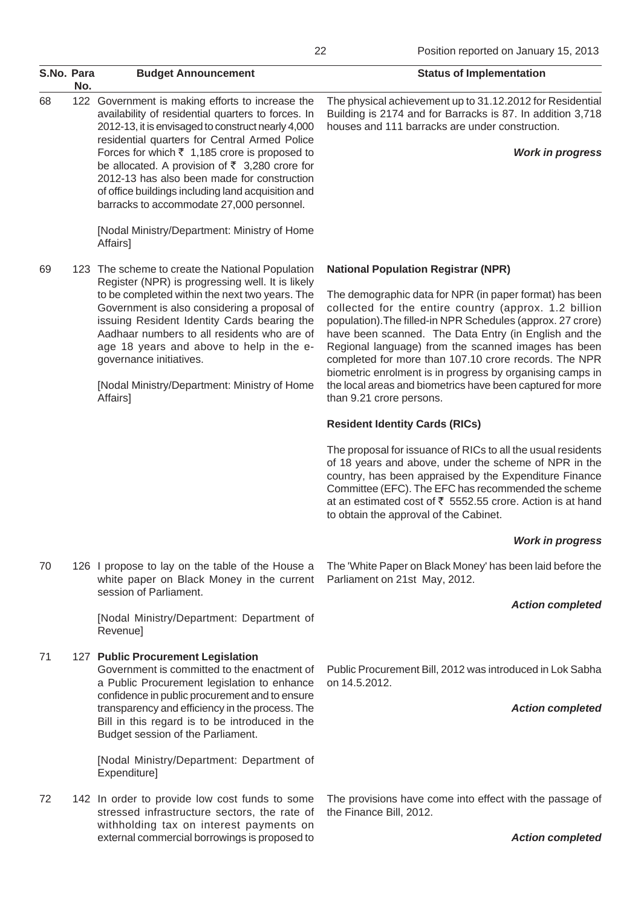Position reported on January 15, 2013

| S.No. | Para No. | Budget Announcement | Status of Implementation |
|---|---|---|---|
| 68 | 122 | Government is making efforts to increase the availability of residential quarters to forces. In 2012-13, it is envisaged to construct nearly 4,000 residential quarters for Central Armed Police Forces for which ₹ 1,185 crore is proposed to be allocated. A provision of ₹ 3,280 crore for 2012-13 has also been made for construction of office buildings including land acquisition and barracks to accommodate 27,000 personnel.<br><br>[Nodal Ministry/Department: Ministry of Home Affairs] | The physical achievement up to 31.12.2012 for Residential Building is 2174 and for Barracks is 87. In addition 3,718 houses and 111 barracks are under construction.<br><br>***Work in progress*** |
| 69 | 123 | The scheme to create the National Population Register (NPR) is progressing well. It is likely to be completed within the next two years. The Government is also considering a proposal of issuing Resident Identity Cards bearing the Aadhaar numbers to all residents who are of age 18 years and above to help in the e-governance initiatives.<br><br>[Nodal Ministry/Department: Ministry of Home Affairs] | **National Population Registrar (NPR)**<br><br>The demographic data for NPR (in paper format) has been collected for the entire country (approx. 1.2 billion population).The filled-in NPR Schedules (approx. 27 crore) have been scanned. The Data Entry (in English and the Regional language) from the scanned images has been completed for more than 107.10 crore records. The NPR biometric enrolment is in progress by organising camps in the local areas and biometrics have been captured for more than 9.21 crore persons.<br><br>**Resident Identity Cards (RICs)**<br><br>The proposal for issuance of RICs to all the usual residents of 18 years and above, under the scheme of NPR in the country, has been appraised by the Expenditure Finance Committee (EFC). The EFC has recommended the scheme at an estimated cost of ₹ 5552.55 crore. Action is at hand to obtain the approval of the Cabinet.<br><br>***Work in progress*** |
| 70 | 126 | I propose to lay on the table of the House a white paper on Black Money in the current session of Parliament.<br><br>[Nodal Ministry/Department: Department of Revenue] | The 'White Paper on Black Money' has been laid before the Parliament on 21st May, 2012.<br><br>***Action completed*** |
| 71 | 127 | **Public Procurement Legislation**<br>Government is committed to the enactment of a Public Procurement legislation to enhance confidence in public procurement and to ensure transparency and efficiency in the process. The Bill in this regard is to be introduced in the Budget session of the Parliament.<br><br>[Nodal Ministry/Department: Department of Expenditure] | Public Procurement Bill, 2012 was introduced in Lok Sabha on 14.5.2012.<br><br>***Action completed*** |
| 72 | 142 | In order to provide low cost funds to some stressed infrastructure sectors, the rate of withholding tax on interest payments on external commercial borrowings is proposed to | The provisions have come into effect with the passage of the Finance Bill, 2012.<br><br>***Action completed*** |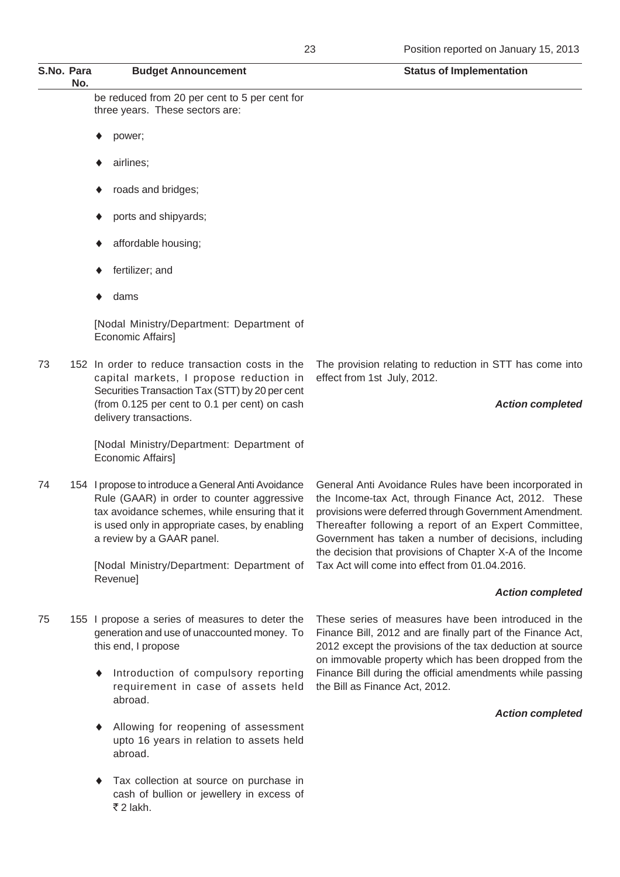| S.No. | Para No. | Budget Announcement | Status of Implementation |
|---|---|---|---|
| | | be reduced from 20 per cent to 5 per cent for three years. These sectors are:<br><br>♦ power;<br>♦ airlines;<br>♦ roads and bridges;<br>♦ ports and shipyards;<br>♦ affordable housing;<br>♦ fertilizer; and<br>♦ dams<br><br>[Nodal Ministry/Department: Department of Economic Affairs] | |
| 73 | 152 | In order to reduce transaction costs in the capital markets, I propose reduction in Securities Transaction Tax (STT) by 20 per cent (from 0.125 per cent to 0.1 per cent) on cash delivery transactions.<br><br>[Nodal Ministry/Department: Department of Economic Affairs] | The provision relating to reduction in STT has come into effect from 1st July, 2012.<br><br>***Action completed*** |
| 74 | 154 | I propose to introduce a General Anti Avoidance Rule (GAAR) in order to counter aggressive tax avoidance schemes, while ensuring that it is used only in appropriate cases, by enabling a review by a GAAR panel.<br><br>[Nodal Ministry/Department: Department of Revenue] | General Anti Avoidance Rules have been incorporated in the Income-tax Act, through Finance Act, 2012. These provisions were deferred through Government Amendment. Thereafter following a report of an Expert Committee, Government has taken a number of decisions, including the decision that provisions of Chapter X-A of the Income Tax Act will come into effect from 01.04.2016.<br><br>***Action completed*** |
| 75 | 155 | I propose a series of measures to deter the generation and use of unaccounted money. To this end, I propose<br><br>♦ Introduction of compulsory reporting requirement in case of assets held abroad.<br>♦ Allowing for reopening of assessment upto 16 years in relation to assets held abroad.<br>♦ Tax collection at source on purchase in cash of bullion or jewellery in excess of ₹ 2 lakh. | These series of measures have been introduced in the Finance Bill, 2012 and are finally part of the Finance Act, 2012 except the provisions of the tax deduction at source on immovable property which has been dropped from the Finance Bill during the official amendments while passing the Bill as Finance Act, 2012.<br><br>***Action completed*** |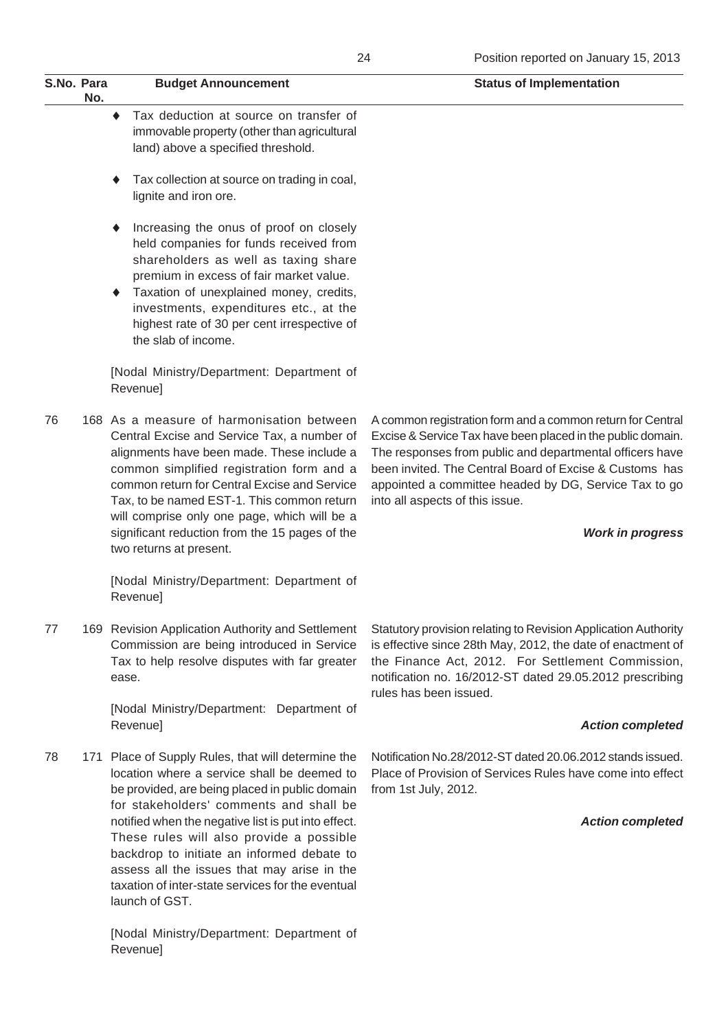| S.No. | Para No. | Budget Announcement | Status of Implementation |
|---|---|---|---|
| | | ♦ Tax deduction at source on transfer of immovable property (other than agricultural land) above a specified threshold.<br><br>♦ Tax collection at source on trading in coal, lignite and iron ore.<br><br>♦ Increasing the onus of proof on closely held companies for funds received from shareholders as well as taxing share premium in excess of fair market value.<br>♦ Taxation of unexplained money, credits, investments, expenditures etc., at the highest rate of 30 per cent irrespective of the slab of income.<br><br>[Nodal Ministry/Department: Department of Revenue] | |
| 76 | 168 | As a measure of harmonisation between Central Excise and Service Tax, a number of alignments have been made. These include a common simplified registration form and a common return for Central Excise and Service Tax, to be named EST-1. This common return will comprise only one page, which will be a significant reduction from the 15 pages of the two returns at present.<br><br>[Nodal Ministry/Department: Department of Revenue] | A common registration form and a common return for Central Excise & Service Tax have been placed in the public domain. The responses from public and departmental officers have been invited. The Central Board of Excise & Customs has appointed a committee headed by DG, Service Tax to go into all aspects of this issue.<br><br>***Work in progress*** |
| 77 | 169 | Revision Application Authority and Settlement Commission are being introduced in Service Tax to help resolve disputes with far greater ease.<br><br>[Nodal Ministry/Department: Department of Revenue] | Statutory provision relating to Revision Application Authority is effective since 28th May, 2012, the date of enactment of the Finance Act, 2012. For Settlement Commission, notification no. 16/2012-ST dated 29.05.2012 prescribing rules has been issued.<br><br>***Action completed*** |
| 78 | 171 | Place of Supply Rules, that will determine the location where a service shall be deemed to be provided, are being placed in public domain for stakeholders' comments and shall be notified when the negative list is put into effect. These rules will also provide a possible backdrop to initiate an informed debate to assess all the issues that may arise in the taxation of inter-state services for the eventual launch of GST.<br><br>[Nodal Ministry/Department: Department of Revenue] | Notification No.28/2012-ST dated 20.06.2012 stands issued. Place of Provision of Services Rules have come into effect from 1st July, 2012.<br><br>***Action completed*** |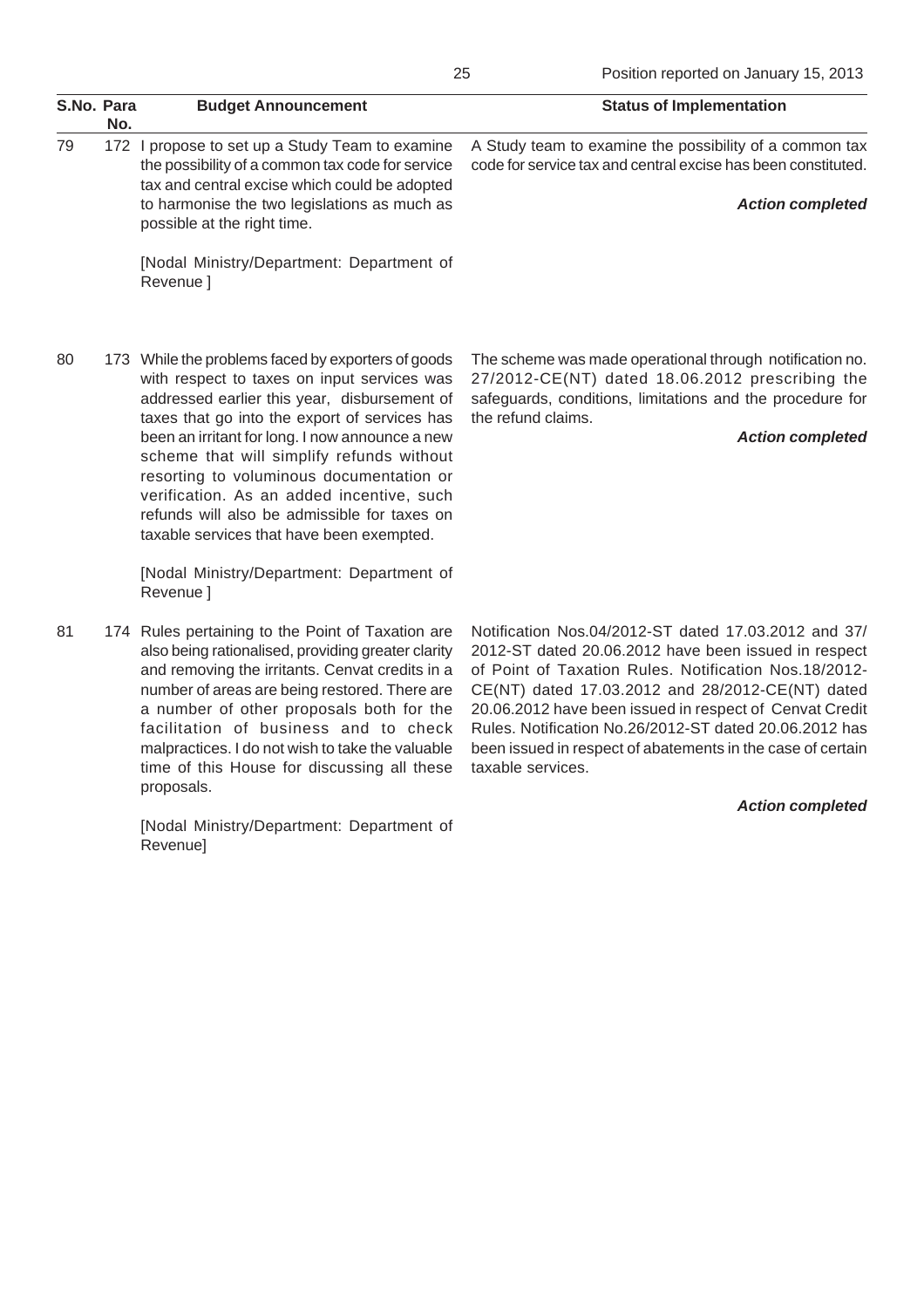Position reported on January 15, 2013

| S.No. | Para No. | Budget Announcement | Status of Implementation |
|---|---|---|---|
| 79 | 172 | I propose to set up a Study Team to examine the possibility of a common tax code for service tax and central excise which could be adopted to harmonise the two legislations as much as possible at the right time.<br><br>[Nodal Ministry/Department: Department of Revenue ] | A Study team to examine the possibility of a common tax code for service tax and central excise has been constituted.<br><br>***Action completed*** |
| 80 | 173 | While the problems faced by exporters of goods with respect to taxes on input services was addressed earlier this year, disbursement of taxes that go into the export of services has been an irritant for long. I now announce a new scheme that will simplify refunds without resorting to voluminous documentation or verification. As an added incentive, such refunds will also be admissible for taxes on taxable services that have been exempted.<br><br>[Nodal Ministry/Department: Department of Revenue ] | The scheme was made operational through notification no. 27/2012-CE(NT) dated 18.06.2012 prescribing the safeguards, conditions, limitations and the procedure for the refund claims.<br><br>***Action completed*** |
| 81 | 174 | Rules pertaining to the Point of Taxation are also being rationalised, providing greater clarity and removing the irritants. Cenvat credits in a number of areas are being restored. There are a number of other proposals both for the facilitation of business and to check malpractices. I do not wish to take the valuable time of this House for discussing all these proposals.<br><br>[Nodal Ministry/Department: Department of Revenue] | Notification Nos.04/2012-ST dated 17.03.2012 and 37/2012-ST dated 20.06.2012 have been issued in respect of Point of Taxation Rules. Notification Nos.18/2012-CE(NT) dated 17.03.2012 and 28/2012-CE(NT) dated 20.06.2012 have been issued in respect of Cenvat Credit Rules. Notification No.26/2012-ST dated 20.06.2012 has been issued in respect of abatements in the case of certain taxable services.<br><br>***Action completed*** |